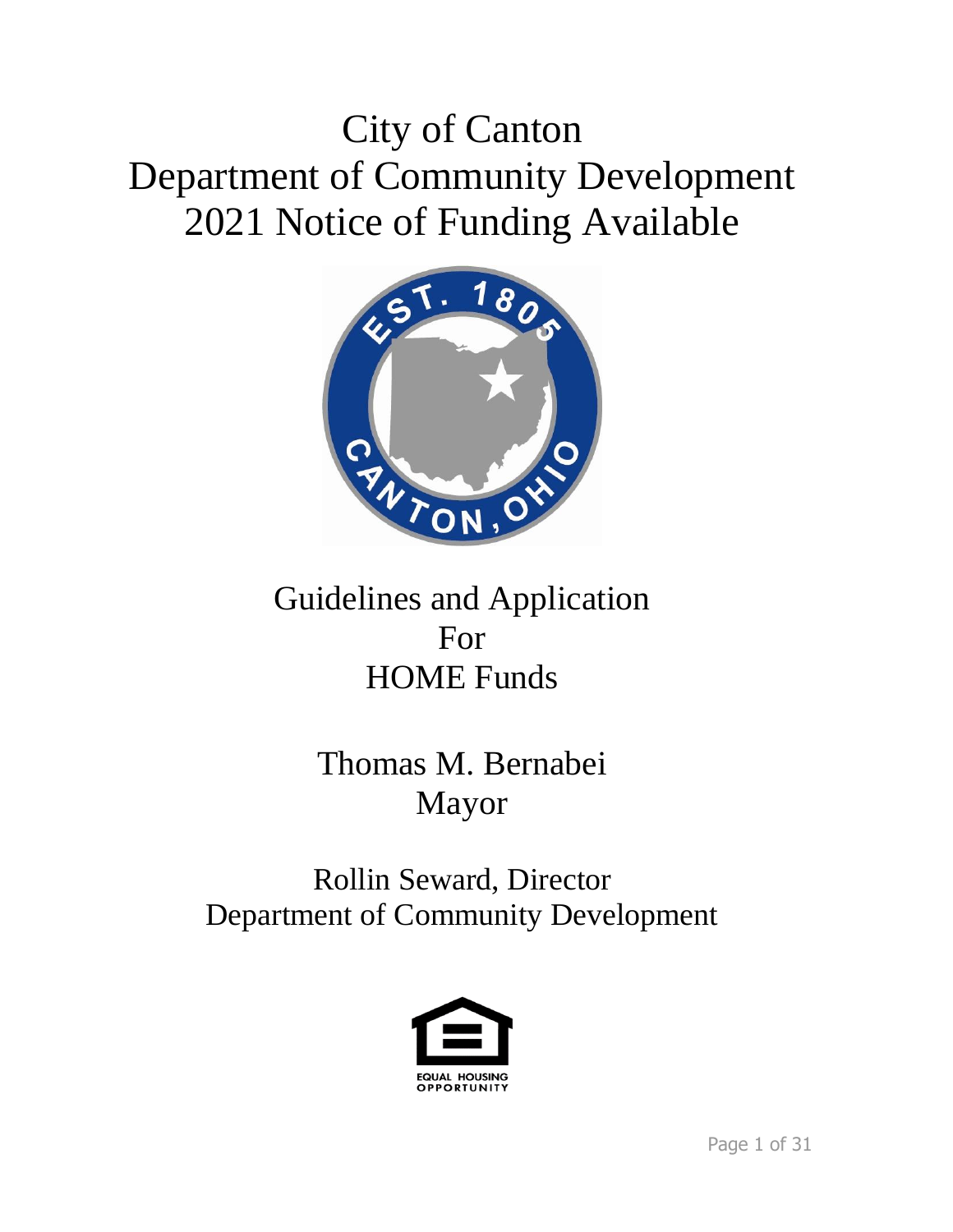# City of Canton
# Department of Community Development
# 2021 Notice of Funding Available

## Guidelines and Application
## For
## HOME Funds

Thomas M. Bernabei
Mayor

Rollin Seward, Director
Department of Community Development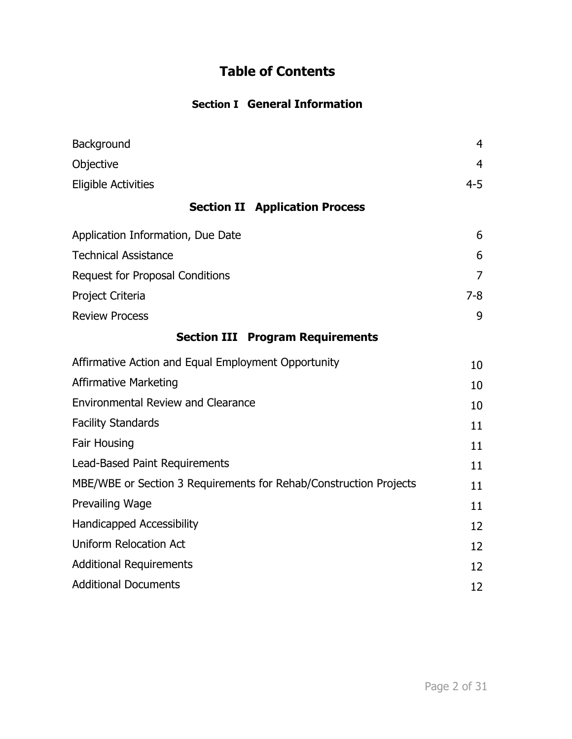# Table of Contents

## Section I General Information

| | |
|---|---|
| Background | 4 |
| Objective | 4 |
| Eligible Activities | 4-5 |

## Section II Application Process

| | |
|---|---|
| Application Information, Due Date | 6 |
| Technical Assistance | 6 |
| Request for Proposal Conditions | 7 |
| Project Criteria | 7-8 |
| Review Process | 9 |

## Section III Program Requirements

| | |
|---|---|
| Affirmative Action and Equal Employment Opportunity | 10 |
| Affirmative Marketing | 10 |
| Environmental Review and Clearance | 10 |
| Facility Standards | 11 |
| Fair Housing | 11 |
| Lead-Based Paint Requirements | 11 |
| MBE/WBE or Section 3 Requirements for Rehab/Construction Projects | 11 |
| Prevailing Wage | 11 |
| Handicapped Accessibility | 12 |
| Uniform Relocation Act | 12 |
| Additional Requirements | 12 |
| Additional Documents | 12 |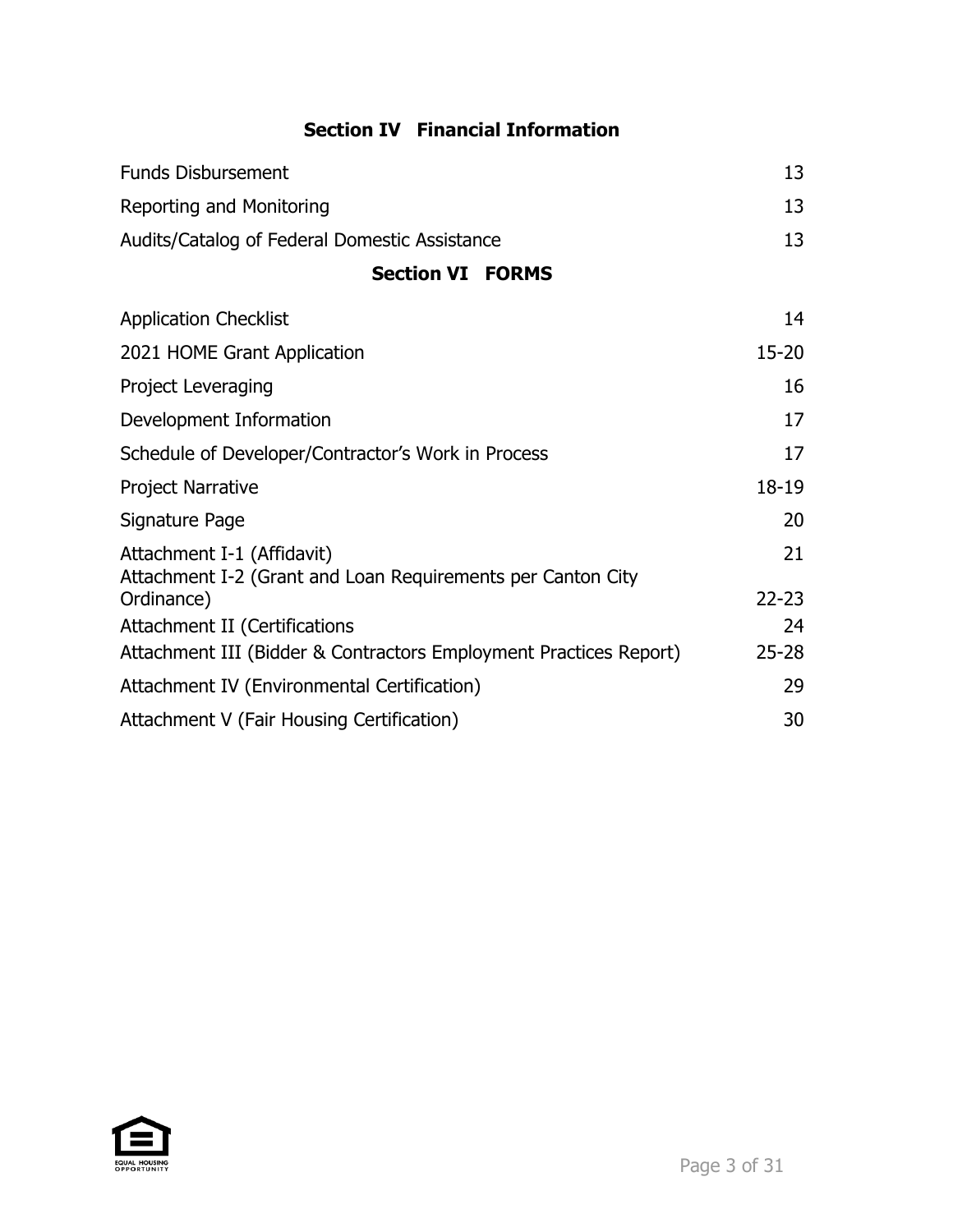## Section IV Financial Information

| | |
|---|---|
| Funds Disbursement | 13 |
| Reporting and Monitoring | 13 |
| Audits/Catalog of Federal Domestic Assistance | 13 |

## Section VI FORMS

| | |
|---|---|
| Application Checklist | 14 |
| 2021 HOME Grant Application | 15-20 |
| Project Leveraging | 16 |
| Development Information | 17 |
| Schedule of Developer/Contractor's Work in Process | 17 |
| Project Narrative | 18-19 |
| Signature Page | 20 |
| Attachment I-1 (Affidavit) | 21 |
| Attachment I-2 (Grant and Loan Requirements per Canton City Ordinance) | 22-23 |
| Attachment II (Certifications | 24 |
| Attachment III (Bidder & Contractors Employment Practices Report) | 25-28 |
| Attachment IV (Environmental Certification) | 29 |
| Attachment V (Fair Housing Certification) | 30 |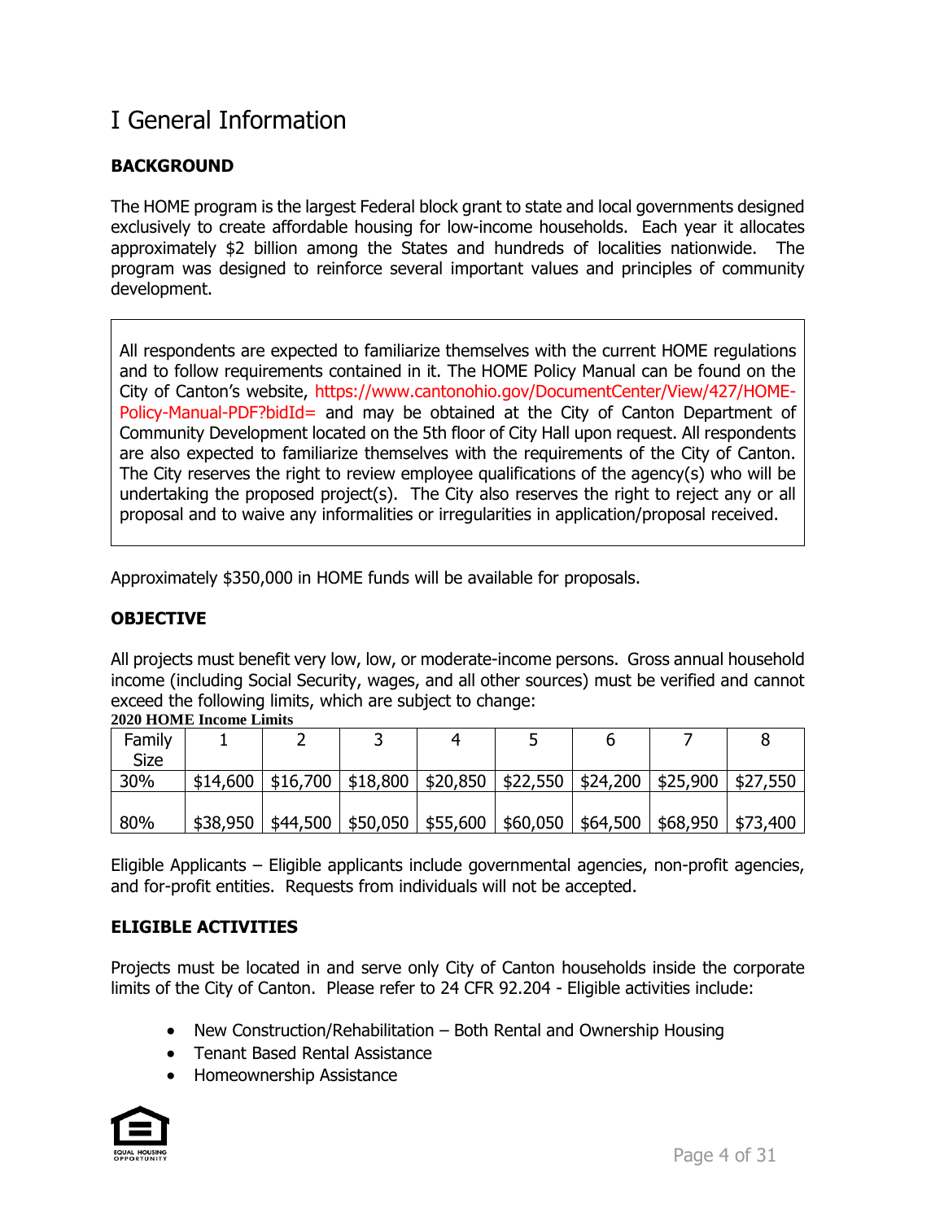# I General Information

**BACKGROUND**

The HOME program is the largest Federal block grant to state and local governments designed exclusively to create affordable housing for low-income households. Each year it allocates approximately $2 billion among the States and hundreds of localities nationwide. The program was designed to reinforce several important values and principles of community development.

All respondents are expected to familiarize themselves with the current HOME regulations and to follow requirements contained in it. The HOME Policy Manual can be found on the City of Canton's website, https://www.cantonohio.gov/DocumentCenter/View/427/HOME-Policy-Manual-PDF?bidId= and may be obtained at the City of Canton Department of Community Development located on the 5th floor of City Hall upon request. All respondents are also expected to familiarize themselves with the requirements of the City of Canton. The City reserves the right to review employee qualifications of the agency(s) who will be undertaking the proposed project(s). The City also reserves the right to reject any or all proposal and to waive any informalities or irregularities in application/proposal received.

Approximately $350,000 in HOME funds will be available for proposals.

**OBJECTIVE**

All projects must benefit very low, low, or moderate-income persons. Gross annual household income (including Social Security, wages, and all other sources) must be verified and cannot exceed the following limits, which are subject to change:

**2020 HOME Income Limits**

| Family Size | 1 | 2 | 3 | 4 | 5 | 6 | 7 | 8 |
|---|---|---|---|---|---|---|---|---|
| 30% | $14,600 | $16,700 | $18,800 | $20,850 | $22,550 | $24,200 | $25,900 | $27,550 |
| 80% | $38,950 | $44,500 | $50,050 | $55,600 | $60,050 | $64,500 | $68,950 | $73,400 |

Eligible Applicants – Eligible applicants include governmental agencies, non-profit agencies, and for-profit entities. Requests from individuals will not be accepted.

**ELIGIBLE ACTIVITIES**

Projects must be located in and serve only City of Canton households inside the corporate limits of the City of Canton. Please refer to 24 CFR 92.204 - Eligible activities include:

- New Construction/Rehabilitation – Both Rental and Ownership Housing
- Tenant Based Rental Assistance
- Homeownership Assistance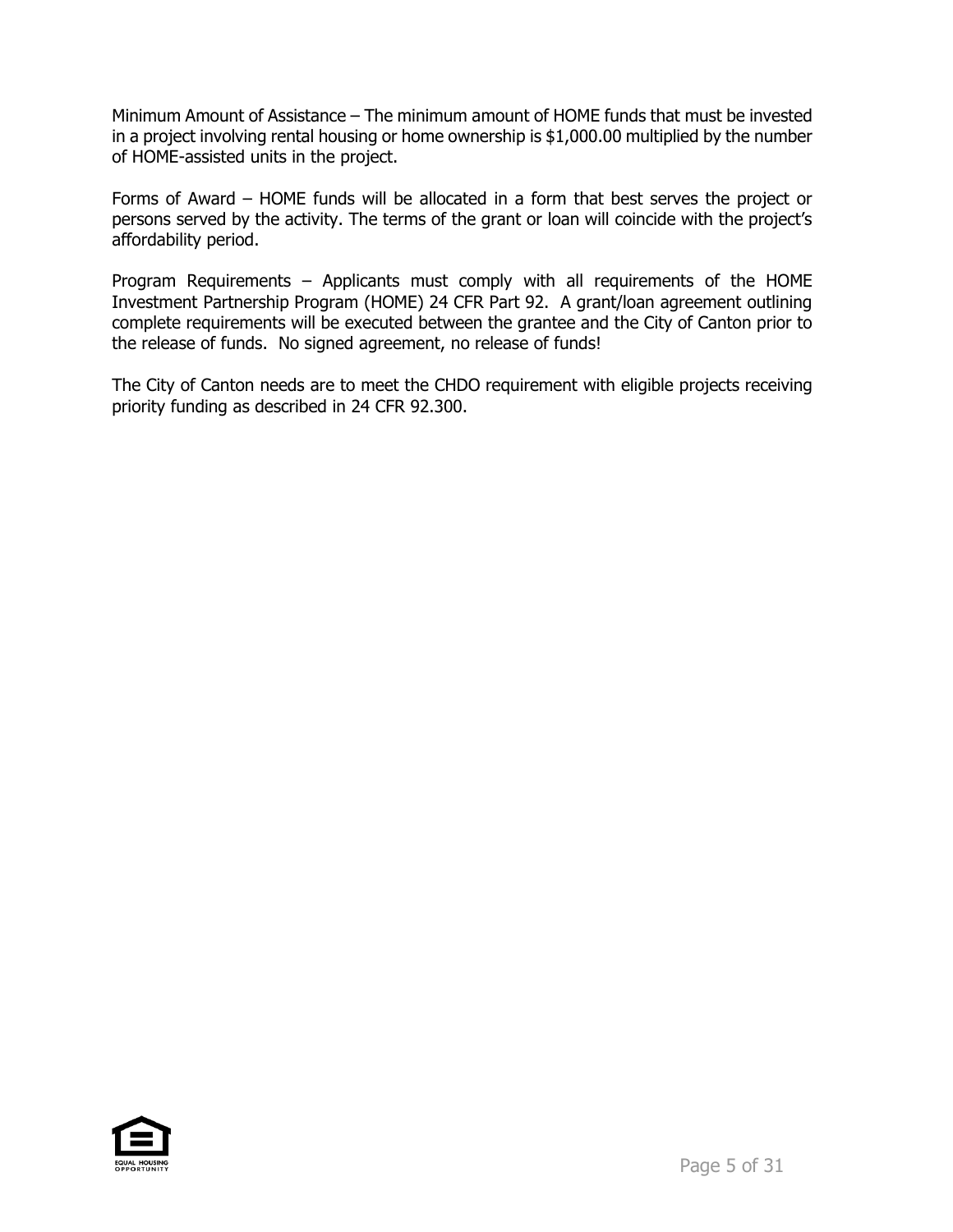Minimum Amount of Assistance – The minimum amount of HOME funds that must be invested in a project involving rental housing or home ownership is $1,000.00 multiplied by the number of HOME-assisted units in the project.

Forms of Award – HOME funds will be allocated in a form that best serves the project or persons served by the activity. The terms of the grant or loan will coincide with the project's affordability period.

Program Requirements – Applicants must comply with all requirements of the HOME Investment Partnership Program (HOME) 24 CFR Part 92. A grant/loan agreement outlining complete requirements will be executed between the grantee and the City of Canton prior to the release of funds. No signed agreement, no release of funds!

The City of Canton needs are to meet the CHDO requirement with eligible projects receiving priority funding as described in 24 CFR 92.300.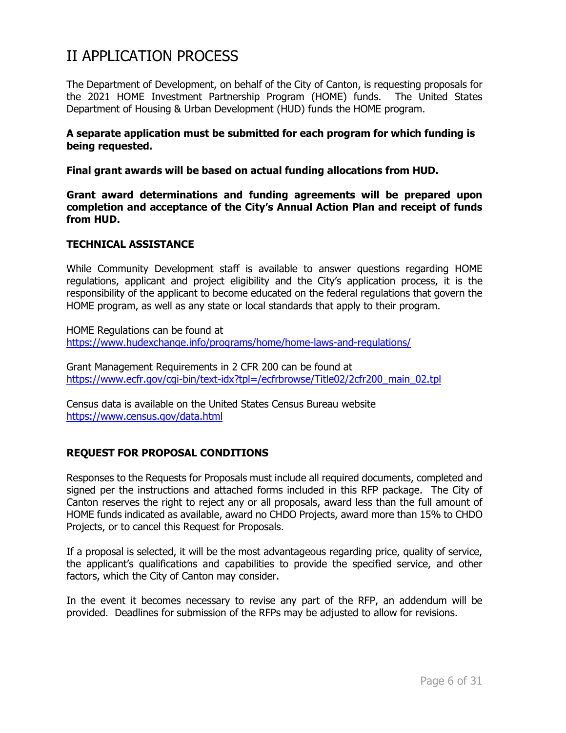# II APPLICATION PROCESS

The Department of Development, on behalf of the City of Canton, is requesting proposals for the 2021 HOME Investment Partnership Program (HOME) funds. The United States Department of Housing & Urban Development (HUD) funds the HOME program.

**A separate application must be submitted for each program for which funding is being requested.**

**Final grant awards will be based on actual funding allocations from HUD.**

**Grant award determinations and funding agreements will be prepared upon completion and acceptance of the City's Annual Action Plan and receipt of funds from HUD.**

### TECHNICAL ASSISTANCE

While Community Development staff is available to answer questions regarding HOME regulations, applicant and project eligibility and the City's application process, it is the responsibility of the applicant to become educated on the federal regulations that govern the HOME program, as well as any state or local standards that apply to their program.

HOME Regulations can be found at
https://www.hudexchange.info/programs/home/home-laws-and-regulations/

Grant Management Requirements in 2 CFR 200 can be found at
https://www.ecfr.gov/cgi-bin/text-idx?tpl=/ecfrbrowse/Title02/2cfr200_main_02.tpl

Census data is available on the United States Census Bureau website
https://www.census.gov/data.html

### REQUEST FOR PROPOSAL CONDITIONS

Responses to the Requests for Proposals must include all required documents, completed and signed per the instructions and attached forms included in this RFP package. The City of Canton reserves the right to reject any or all proposals, award less than the full amount of HOME funds indicated as available, award no CHDO Projects, award more than 15% to CHDO Projects, or to cancel this Request for Proposals.

If a proposal is selected, it will be the most advantageous regarding price, quality of service, the applicant's qualifications and capabilities to provide the specified service, and other factors, which the City of Canton may consider.

In the event it becomes necessary to revise any part of the RFP, an addendum will be provided. Deadlines for submission of the RFPs may be adjusted to allow for revisions.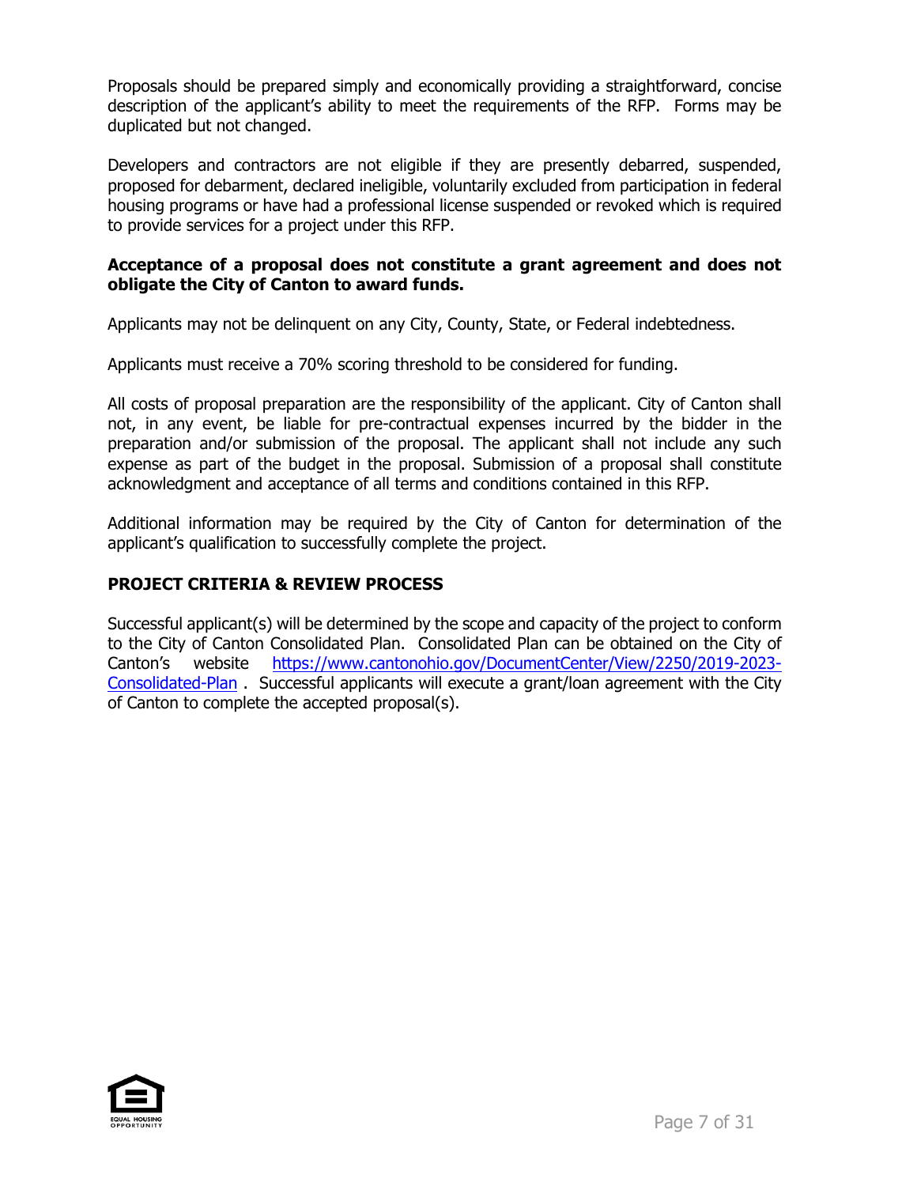Proposals should be prepared simply and economically providing a straightforward, concise description of the applicant's ability to meet the requirements of the RFP. Forms may be duplicated but not changed.

Developers and contractors are not eligible if they are presently debarred, suspended, proposed for debarment, declared ineligible, voluntarily excluded from participation in federal housing programs or have had a professional license suspended or revoked which is required to provide services for a project under this RFP.

**Acceptance of a proposal does not constitute a grant agreement and does not obligate the City of Canton to award funds.**

Applicants may not be delinquent on any City, County, State, or Federal indebtedness.

Applicants must receive a 70% scoring threshold to be considered for funding.

All costs of proposal preparation are the responsibility of the applicant. City of Canton shall not, in any event, be liable for pre-contractual expenses incurred by the bidder in the preparation and/or submission of the proposal. The applicant shall not include any such expense as part of the budget in the proposal. Submission of a proposal shall constitute acknowledgment and acceptance of all terms and conditions contained in this RFP.

Additional information may be required by the City of Canton for determination of the applicant's qualification to successfully complete the project.

## PROJECT CRITERIA & REVIEW PROCESS

Successful applicant(s) will be determined by the scope and capacity of the project to conform to the City of Canton Consolidated Plan. Consolidated Plan can be obtained on the City of Canton's website [https://www.cantonohio.gov/DocumentCenter/View/2250/2019-2023-Consolidated-Plan](https://www.cantonohio.gov/DocumentCenter/View/2250/2019-2023-Consolidated-Plan) . Successful applicants will execute a grant/loan agreement with the City of Canton to complete the accepted proposal(s).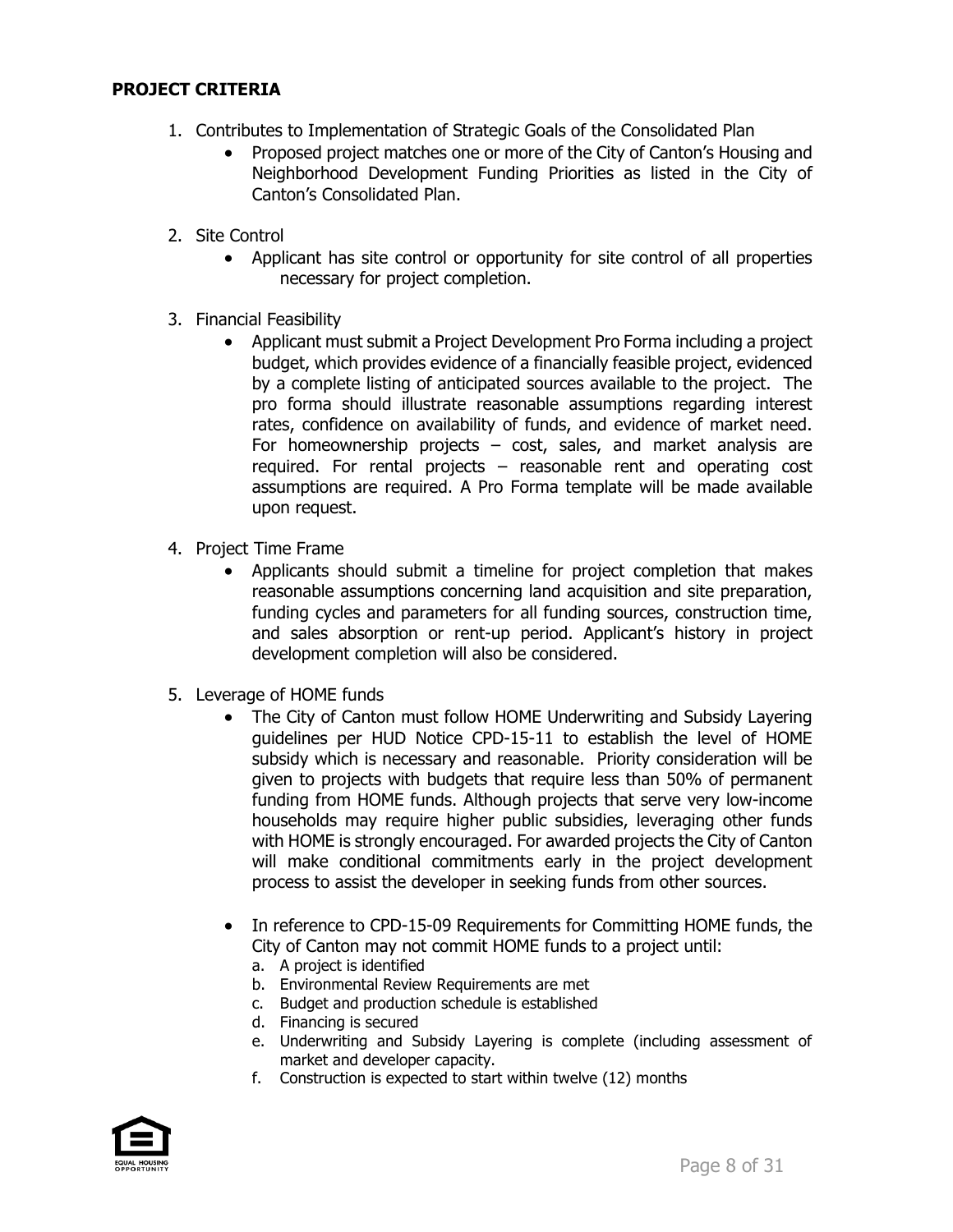**PROJECT CRITERIA**

1. Contributes to Implementation of Strategic Goals of the Consolidated Plan
   - Proposed project matches one or more of the City of Canton's Housing and Neighborhood Development Funding Priorities as listed in the City of Canton's Consolidated Plan.

2. Site Control
   - Applicant has site control or opportunity for site control of all properties necessary for project completion.

3. Financial Feasibility
   - Applicant must submit a Project Development Pro Forma including a project budget, which provides evidence of a financially feasible project, evidenced by a complete listing of anticipated sources available to the project. The pro forma should illustrate reasonable assumptions regarding interest rates, confidence on availability of funds, and evidence of market need. For homeownership projects – cost, sales, and market analysis are required. For rental projects – reasonable rent and operating cost assumptions are required. A Pro Forma template will be made available upon request.

4. Project Time Frame
   - Applicants should submit a timeline for project completion that makes reasonable assumptions concerning land acquisition and site preparation, funding cycles and parameters for all funding sources, construction time, and sales absorption or rent-up period. Applicant's history in project development completion will also be considered.

5. Leverage of HOME funds
   - The City of Canton must follow HOME Underwriting and Subsidy Layering guidelines per HUD Notice CPD-15-11 to establish the level of HOME subsidy which is necessary and reasonable. Priority consideration will be given to projects with budgets that require less than 50% of permanent funding from HOME funds. Although projects that serve very low-income households may require higher public subsidies, leveraging other funds with HOME is strongly encouraged. For awarded projects the City of Canton will make conditional commitments early in the project development process to assist the developer in seeking funds from other sources.

   - In reference to CPD-15-09 Requirements for Committing HOME funds, the City of Canton may not commit HOME funds to a project until:
     a. A project is identified
     b. Environmental Review Requirements are met
     c. Budget and production schedule is established
     d. Financing is secured
     e. Underwriting and Subsidy Layering is complete (including assessment of market and developer capacity.
     f. Construction is expected to start within twelve (12) months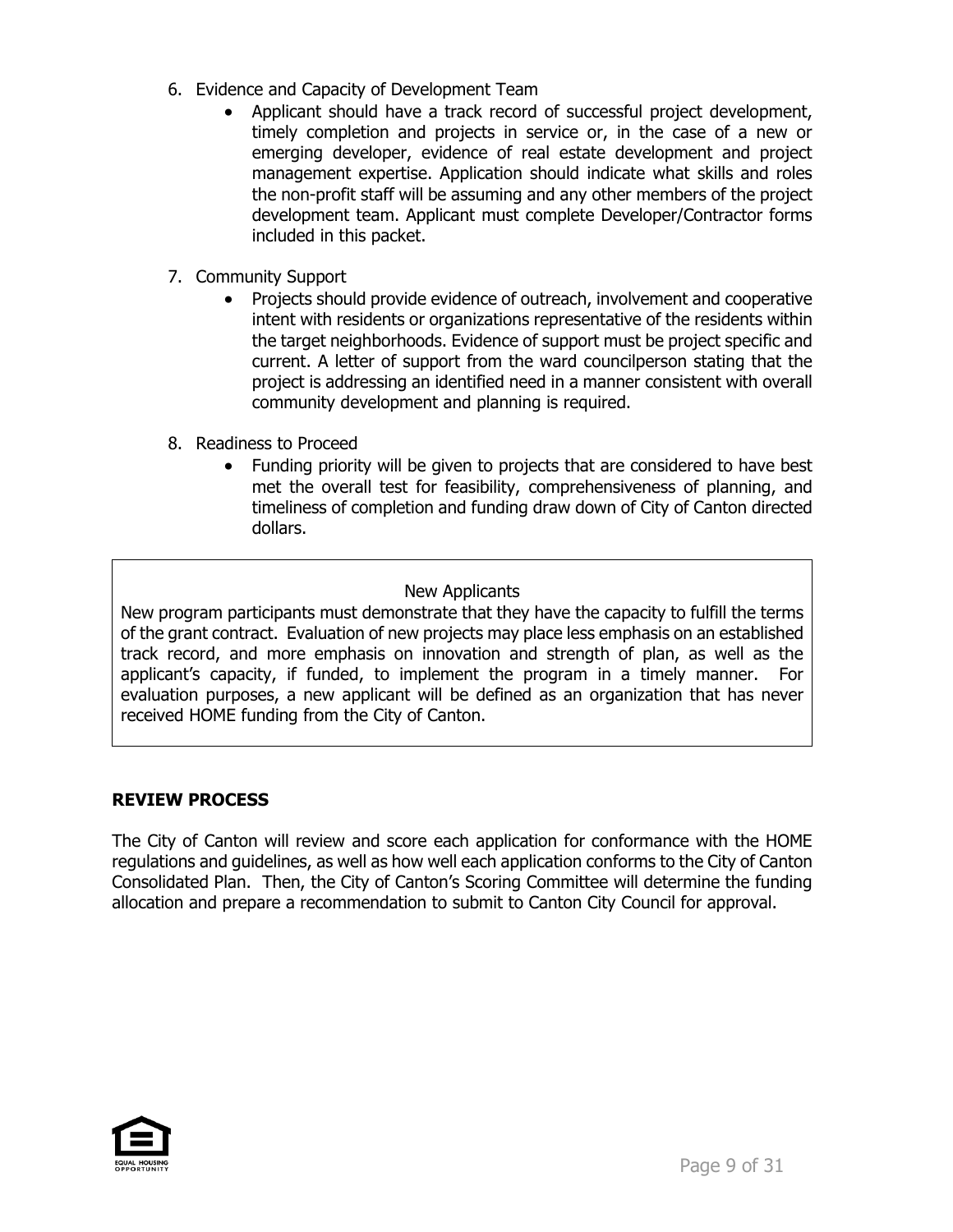6. Evidence and Capacity of Development Team
    - Applicant should have a track record of successful project development, timely completion and projects in service or, in the case of a new or emerging developer, evidence of real estate development and project management expertise. Application should indicate what skills and roles the non-profit staff will be assuming and any other members of the project development team. Applicant must complete Developer/Contractor forms included in this packet.

7. Community Support
    - Projects should provide evidence of outreach, involvement and cooperative intent with residents or organizations representative of the residents within the target neighborhoods. Evidence of support must be project specific and current. A letter of support from the ward councilperson stating that the project is addressing an identified need in a manner consistent with overall community development and planning is required.

8. Readiness to Proceed
    - Funding priority will be given to projects that are considered to have best met the overall test for feasibility, comprehensiveness of planning, and timeliness of completion and funding draw down of City of Canton directed dollars.

New Applicants

New program participants must demonstrate that they have the capacity to fulfill the terms of the grant contract. Evaluation of new projects may place less emphasis on an established track record, and more emphasis on innovation and strength of plan, as well as the applicant's capacity, if funded, to implement the program in a timely manner. For evaluation purposes, a new applicant will be defined as an organization that has never received HOME funding from the City of Canton.

## REVIEW PROCESS

The City of Canton will review and score each application for conformance with the HOME regulations and guidelines, as well as how well each application conforms to the City of Canton Consolidated Plan. Then, the City of Canton's Scoring Committee will determine the funding allocation and prepare a recommendation to submit to Canton City Council for approval.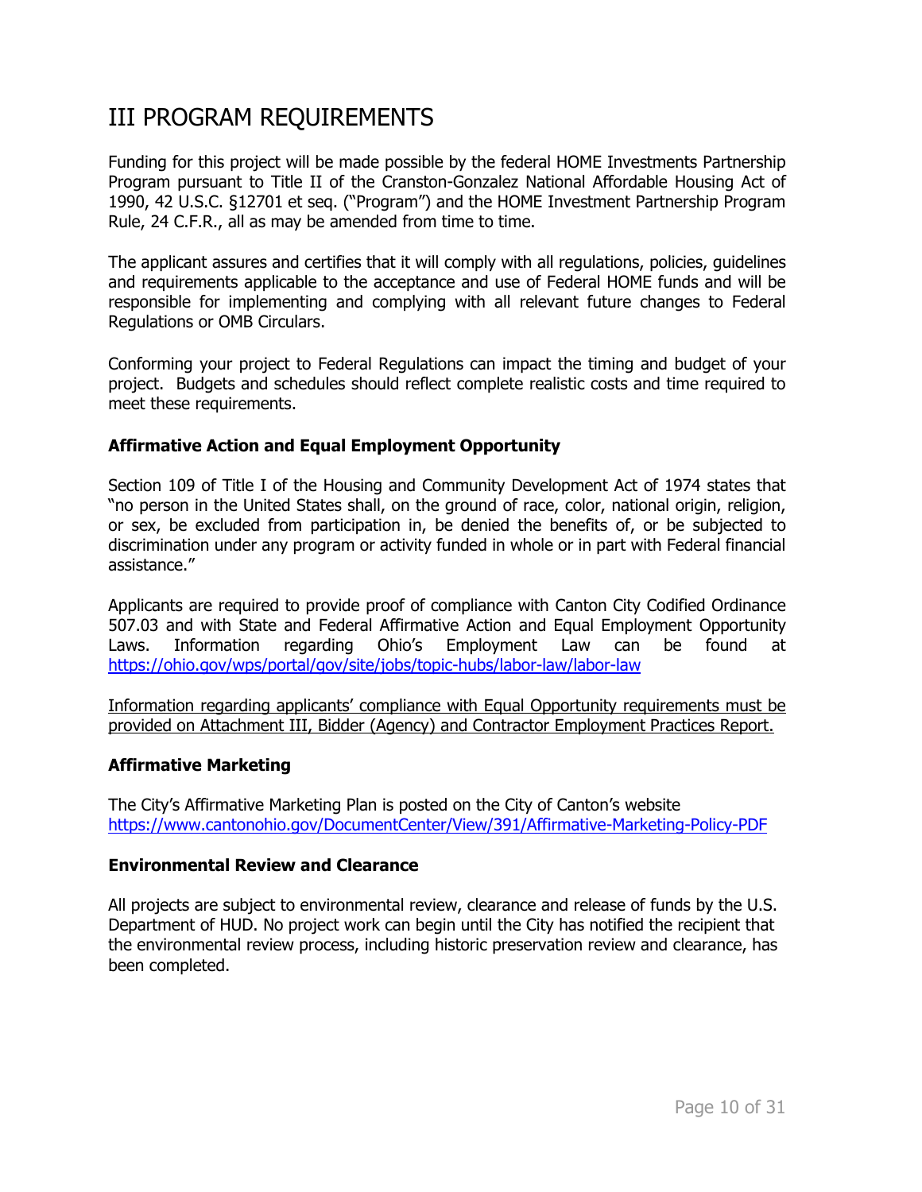# III PROGRAM REQUIREMENTS

Funding for this project will be made possible by the federal HOME Investments Partnership Program pursuant to Title II of the Cranston-Gonzalez National Affordable Housing Act of 1990, 42 U.S.C. §12701 et seq. ("Program") and the HOME Investment Partnership Program Rule, 24 C.F.R., all as may be amended from time to time.

The applicant assures and certifies that it will comply with all regulations, policies, guidelines and requirements applicable to the acceptance and use of Federal HOME funds and will be responsible for implementing and complying with all relevant future changes to Federal Regulations or OMB Circulars.

Conforming your project to Federal Regulations can impact the timing and budget of your project. Budgets and schedules should reflect complete realistic costs and time required to meet these requirements.

**Affirmative Action and Equal Employment Opportunity**

Section 109 of Title I of the Housing and Community Development Act of 1974 states that "no person in the United States shall, on the ground of race, color, national origin, religion, or sex, be excluded from participation in, be denied the benefits of, or be subjected to discrimination under any program or activity funded in whole or in part with Federal financial assistance."

Applicants are required to provide proof of compliance with Canton City Codified Ordinance 507.03 and with State and Federal Affirmative Action and Equal Employment Opportunity Laws. Information regarding Ohio's Employment Law can be found at https://ohio.gov/wps/portal/gov/site/jobs/topic-hubs/labor-law/labor-law

Information regarding applicants' compliance with Equal Opportunity requirements must be provided on Attachment III, Bidder (Agency) and Contractor Employment Practices Report.

**Affirmative Marketing**

The City's Affirmative Marketing Plan is posted on the City of Canton's website https://www.cantonohio.gov/DocumentCenter/View/391/Affirmative-Marketing-Policy-PDF

**Environmental Review and Clearance**

All projects are subject to environmental review, clearance and release of funds by the U.S. Department of HUD. No project work can begin until the City has notified the recipient that the environmental review process, including historic preservation review and clearance, has been completed.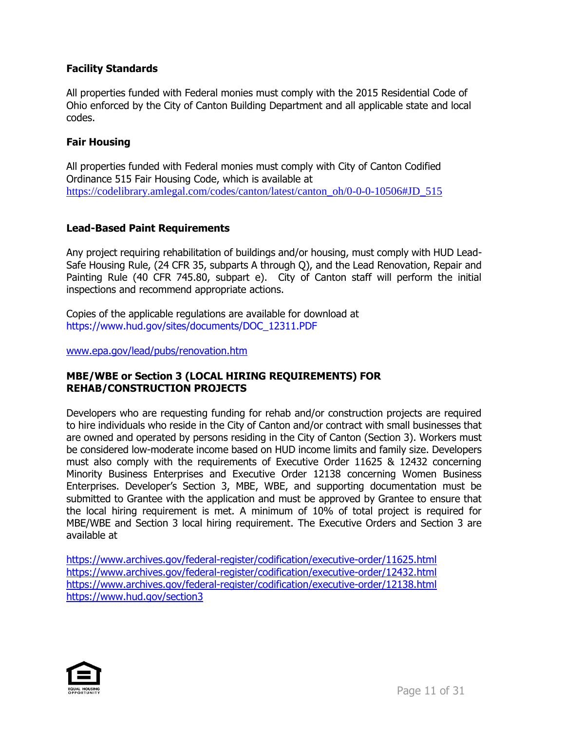### Facility Standards

All properties funded with Federal monies must comply with the 2015 Residential Code of Ohio enforced by the City of Canton Building Department and all applicable state and local codes.

### Fair Housing

All properties funded with Federal monies must comply with City of Canton Codified Ordinance 515 Fair Housing Code, which is available at
https://codelibrary.amlegal.com/codes/canton/latest/canton_oh/0-0-0-10506#JD_515

### Lead-Based Paint Requirements

Any project requiring rehabilitation of buildings and/or housing, must comply with HUD Lead-Safe Housing Rule, (24 CFR 35, subparts A through Q), and the Lead Renovation, Repair and Painting Rule (40 CFR 745.80, subpart e). City of Canton staff will perform the initial inspections and recommend appropriate actions.

Copies of the applicable regulations are available for download at
https://www.hud.gov/sites/documents/DOC_12311.PDF

www.epa.gov/lead/pubs/renovation.htm

### MBE/WBE or Section 3 (LOCAL HIRING REQUIREMENTS) FOR REHAB/CONSTRUCTION PROJECTS

Developers who are requesting funding for rehab and/or construction projects are required to hire individuals who reside in the City of Canton and/or contract with small businesses that are owned and operated by persons residing in the City of Canton (Section 3). Workers must be considered low-moderate income based on HUD income limits and family size. Developers must also comply with the requirements of Executive Order 11625 & 12432 concerning Minority Business Enterprises and Executive Order 12138 concerning Women Business Enterprises. Developer's Section 3, MBE, WBE, and supporting documentation must be submitted to Grantee with the application and must be approved by Grantee to ensure that the local hiring requirement is met. A minimum of 10% of total project is required for MBE/WBE and Section 3 local hiring requirement. The Executive Orders and Section 3 are available at

https://www.archives.gov/federal-register/codification/executive-order/11625.html
https://www.archives.gov/federal-register/codification/executive-order/12432.html
https://www.archives.gov/federal-register/codification/executive-order/12138.html
https://www.hud.gov/section3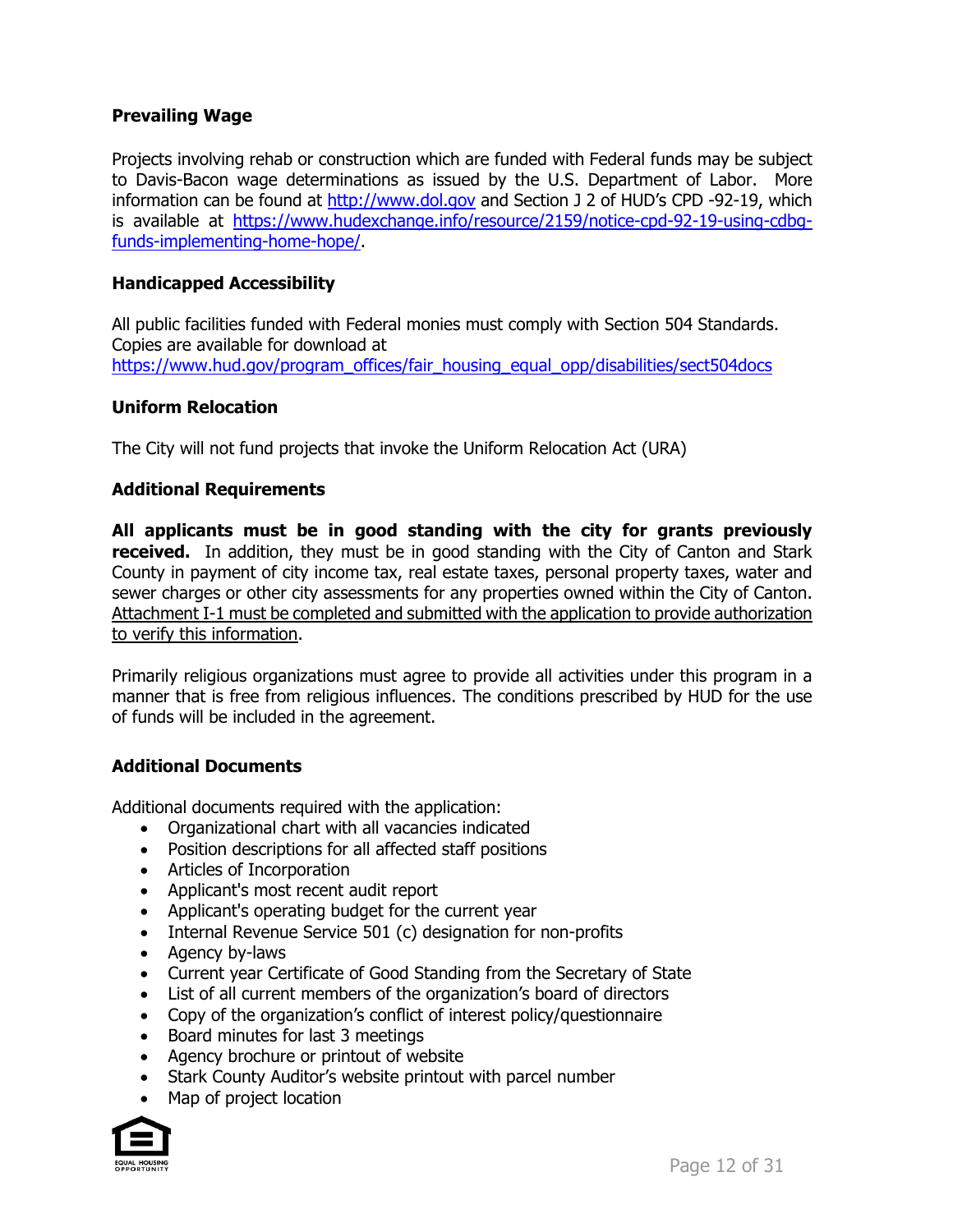**Prevailing Wage**

Projects involving rehab or construction which are funded with Federal funds may be subject to Davis-Bacon wage determinations as issued by the U.S. Department of Labor. More information can be found at [http://www.dol.gov](http://www.dol.gov) and Section J 2 of HUD's CPD -92-19, which is available at [https://www.hudexchange.info/resource/2159/notice-cpd-92-19-using-cdbg-funds-implementing-home-hope/](https://www.hudexchange.info/resource/2159/notice-cpd-92-19-using-cdbg-funds-implementing-home-hope/).

**Handicapped Accessibility**

All public facilities funded with Federal monies must comply with Section 504 Standards. Copies are available for download at [https://www.hud.gov/program_offices/fair_housing_equal_opp/disabilities/sect504docs](https://www.hud.gov/program_offices/fair_housing_equal_opp/disabilities/sect504docs)

**Uniform Relocation**

The City will not fund projects that invoke the Uniform Relocation Act (URA)

**Additional Requirements**

**All applicants must be in good standing with the city for grants previously received.** In addition, they must be in good standing with the City of Canton and Stark County in payment of city income tax, real estate taxes, personal property taxes, water and sewer charges or other city assessments for any properties owned within the City of Canton. <u>Attachment I-1 must be completed and submitted with the application to provide authorization to verify this information</u>.

Primarily religious organizations must agree to provide all activities under this program in a manner that is free from religious influences. The conditions prescribed by HUD for the use of funds will be included in the agreement.

**Additional Documents**

Additional documents required with the application:

- Organizational chart with all vacancies indicated
- Position descriptions for all affected staff positions
- Articles of Incorporation
- Applicant's most recent audit report
- Applicant's operating budget for the current year
- Internal Revenue Service 501 (c) designation for non-profits
- Agency by-laws
- Current year Certificate of Good Standing from the Secretary of State
- List of all current members of the organization's board of directors
- Copy of the organization's conflict of interest policy/questionnaire
- Board minutes for last 3 meetings
- Agency brochure or printout of website
- Stark County Auditor's website printout with parcel number
- Map of project location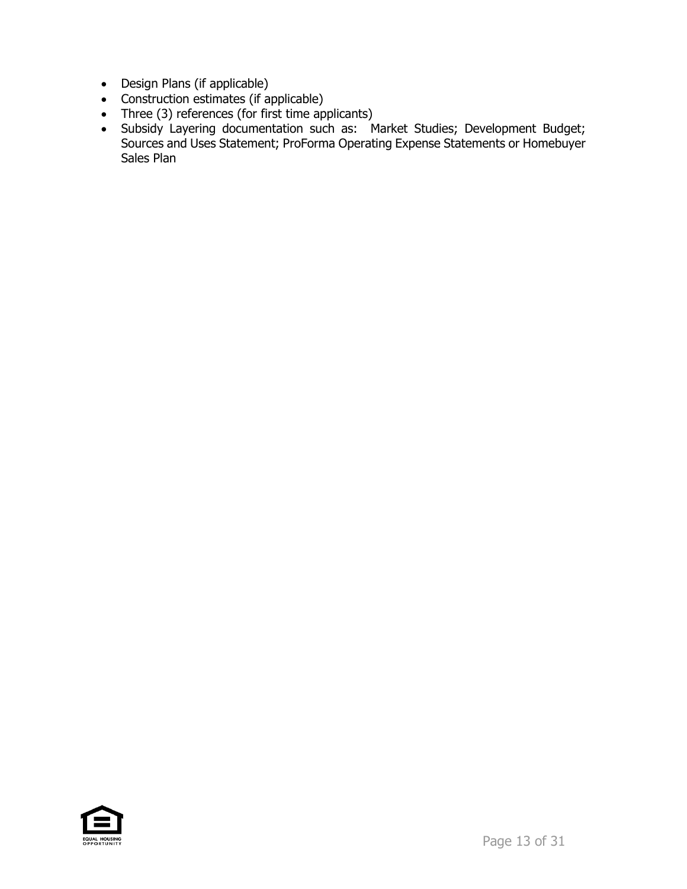- Design Plans (if applicable)
- Construction estimates (if applicable)
- Three (3) references (for first time applicants)
- Subsidy Layering documentation such as: Market Studies; Development Budget; Sources and Uses Statement; ProForma Operating Expense Statements or Homebuyer Sales Plan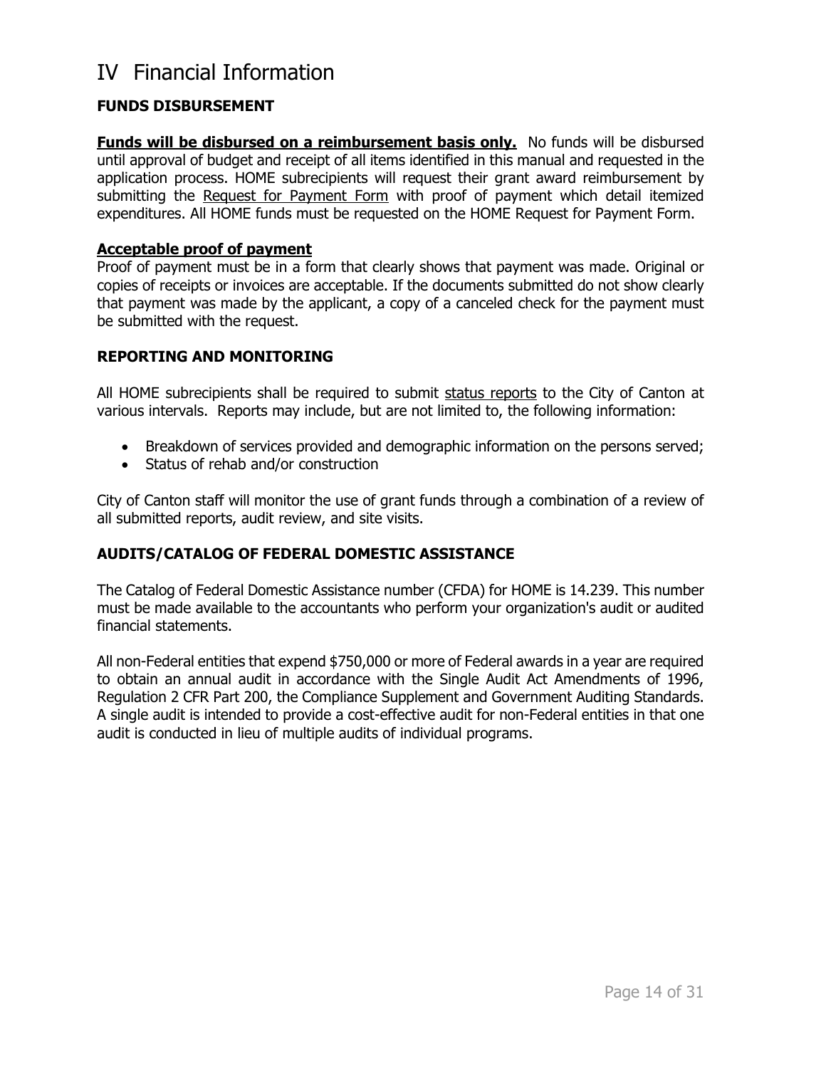# IV Financial Information

## FUNDS DISBURSEMENT

**Funds will be disbursed on a reimbursement basis only.** No funds will be disbursed until approval of budget and receipt of all items identified in this manual and requested in the application process. HOME subrecipients will request their grant award reimbursement by submitting the Request for Payment Form with proof of payment which detail itemized expenditures. All HOME funds must be requested on the HOME Request for Payment Form.

### Acceptable proof of payment

Proof of payment must be in a form that clearly shows that payment was made. Original or copies of receipts or invoices are acceptable. If the documents submitted do not show clearly that payment was made by the applicant, a copy of a canceled check for the payment must be submitted with the request.

## REPORTING AND MONITORING

All HOME subrecipients shall be required to submit status reports to the City of Canton at various intervals. Reports may include, but are not limited to, the following information:

- Breakdown of services provided and demographic information on the persons served;
- Status of rehab and/or construction

City of Canton staff will monitor the use of grant funds through a combination of a review of all submitted reports, audit review, and site visits.

## AUDITS/CATALOG OF FEDERAL DOMESTIC ASSISTANCE

The Catalog of Federal Domestic Assistance number (CFDA) for HOME is 14.239. This number must be made available to the accountants who perform your organization's audit or audited financial statements.

All non-Federal entities that expend $750,000 or more of Federal awards in a year are required to obtain an annual audit in accordance with the Single Audit Act Amendments of 1996, Regulation 2 CFR Part 200, the Compliance Supplement and Government Auditing Standards. A single audit is intended to provide a cost-effective audit for non-Federal entities in that one audit is conducted in lieu of multiple audits of individual programs.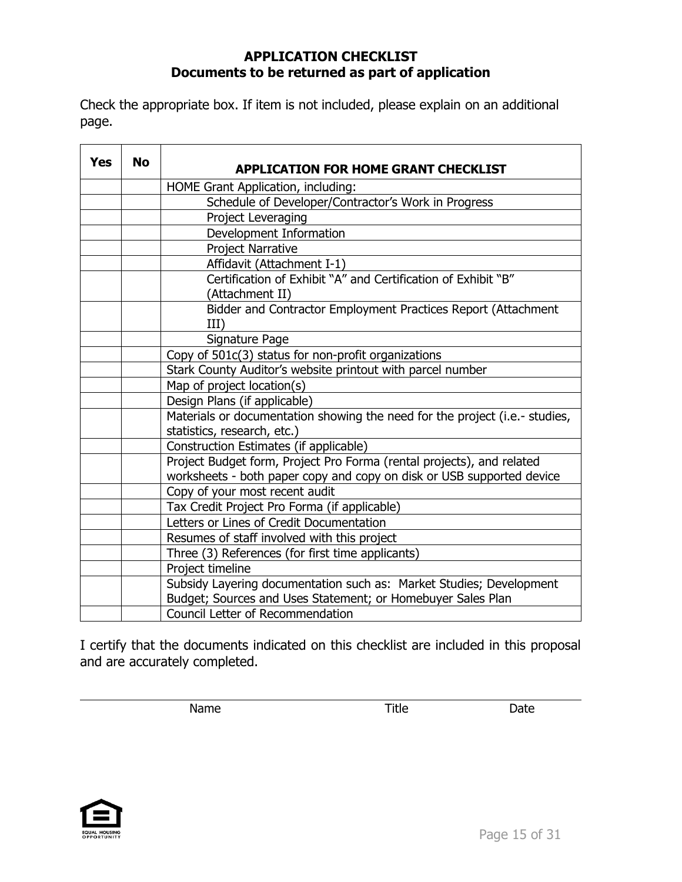## APPLICATION CHECKLIST
## Documents to be returned as part of application

Check the appropriate box. If item is not included, please explain on an additional page.

| Yes | No | APPLICATION FOR HOME GRANT CHECKLIST |
|---|---|---|
| | | HOME Grant Application, including: |
| | | Schedule of Developer/Contractor's Work in Progress |
| | | Project Leveraging |
| | | Development Information |
| | | Project Narrative |
| | | Affidavit (Attachment I-1) |
| | | Certification of Exhibit "A" and Certification of Exhibit "B" (Attachment II) |
| | | Bidder and Contractor Employment Practices Report (Attachment III) |
| | | Signature Page |
| | | Copy of 501c(3) status for non-profit organizations |
| | | Stark County Auditor's website printout with parcel number |
| | | Map of project location(s) |
| | | Design Plans (if applicable) |
| | | Materials or documentation showing the need for the project (i.e.- studies, statistics, research, etc.) |
| | | Construction Estimates (if applicable) |
| | | Project Budget form, Project Pro Forma (rental projects), and related worksheets - both paper copy and copy on disk or USB supported device |
| | | Copy of your most recent audit |
| | | Tax Credit Project Pro Forma (if applicable) |
| | | Letters or Lines of Credit Documentation |
| | | Resumes of staff involved with this project |
| | | Three (3) References (for first time applicants) |
| | | Project timeline |
| | | Subsidy Layering documentation such as: Market Studies; Development Budget; Sources and Uses Statement; or Homebuyer Sales Plan |
| | | Council Letter of Recommendation |

I certify that the documents indicated on this checklist are included in this proposal and are accurately completed.

Name Title Date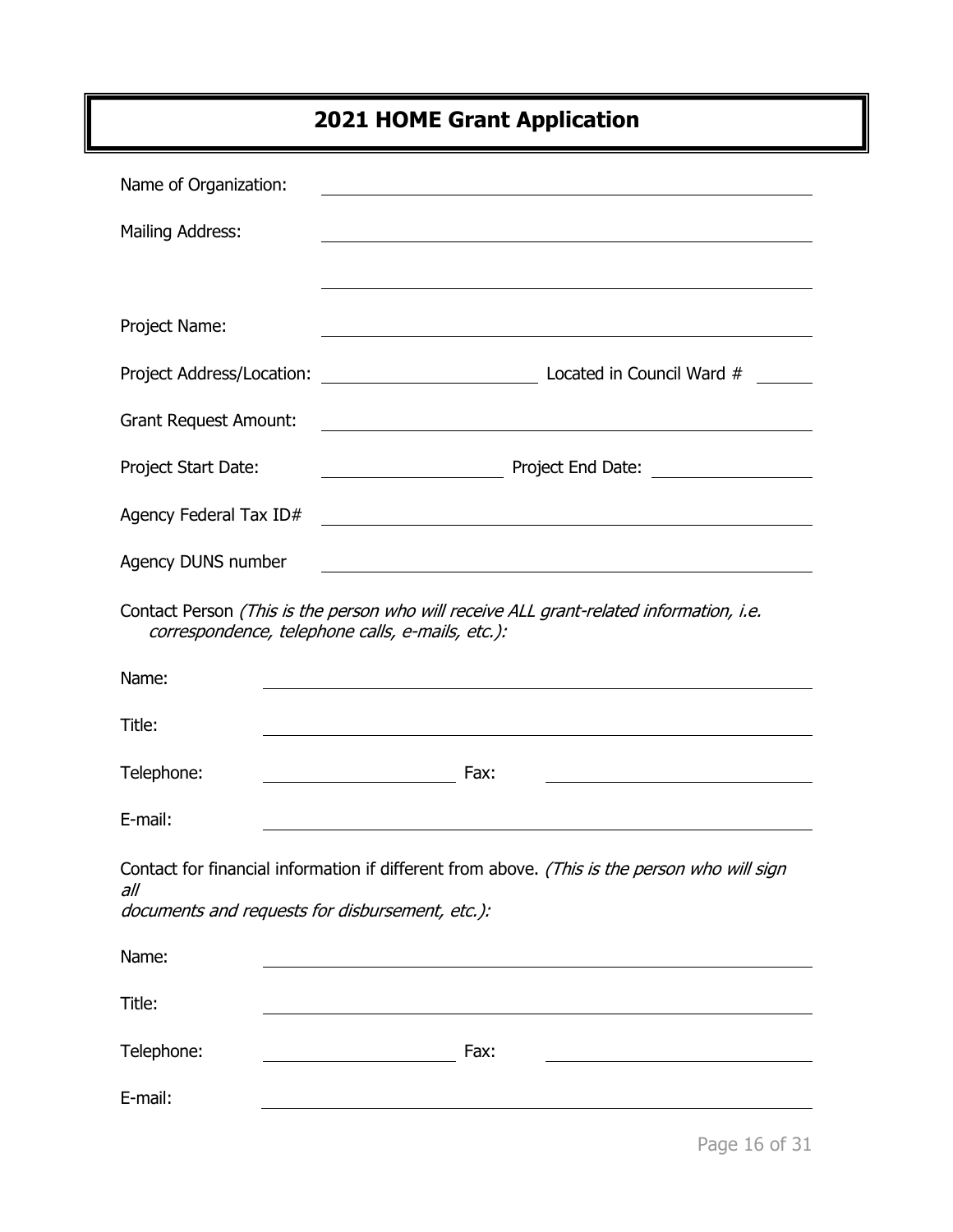# 2021 HOME Grant Application

Name of Organization: ______________________________

Mailing Address: ______________________________

______________________________

Project Name: ______________________________

Project Address/Location: ____________________ Located in Council Ward # ______

Grant Request Amount: ______________________________

Project Start Date: ________________ Project End Date: ________________

Agency Federal Tax ID# ______________________________

Agency DUNS number ______________________________

Contact Person *(This is the person who will receive ALL grant-related information, i.e. correspondence, telephone calls, e-mails, etc.):*

Name: ______________________________

Title: ______________________________

Telephone: ________________ Fax: ________________

E-mail: ______________________________

Contact for financial information if different from above. *(This is the person who will sign all documents and requests for disbursement, etc.):*

Name: ______________________________

Title: ______________________________

Telephone: ________________ Fax: ________________

E-mail: ______________________________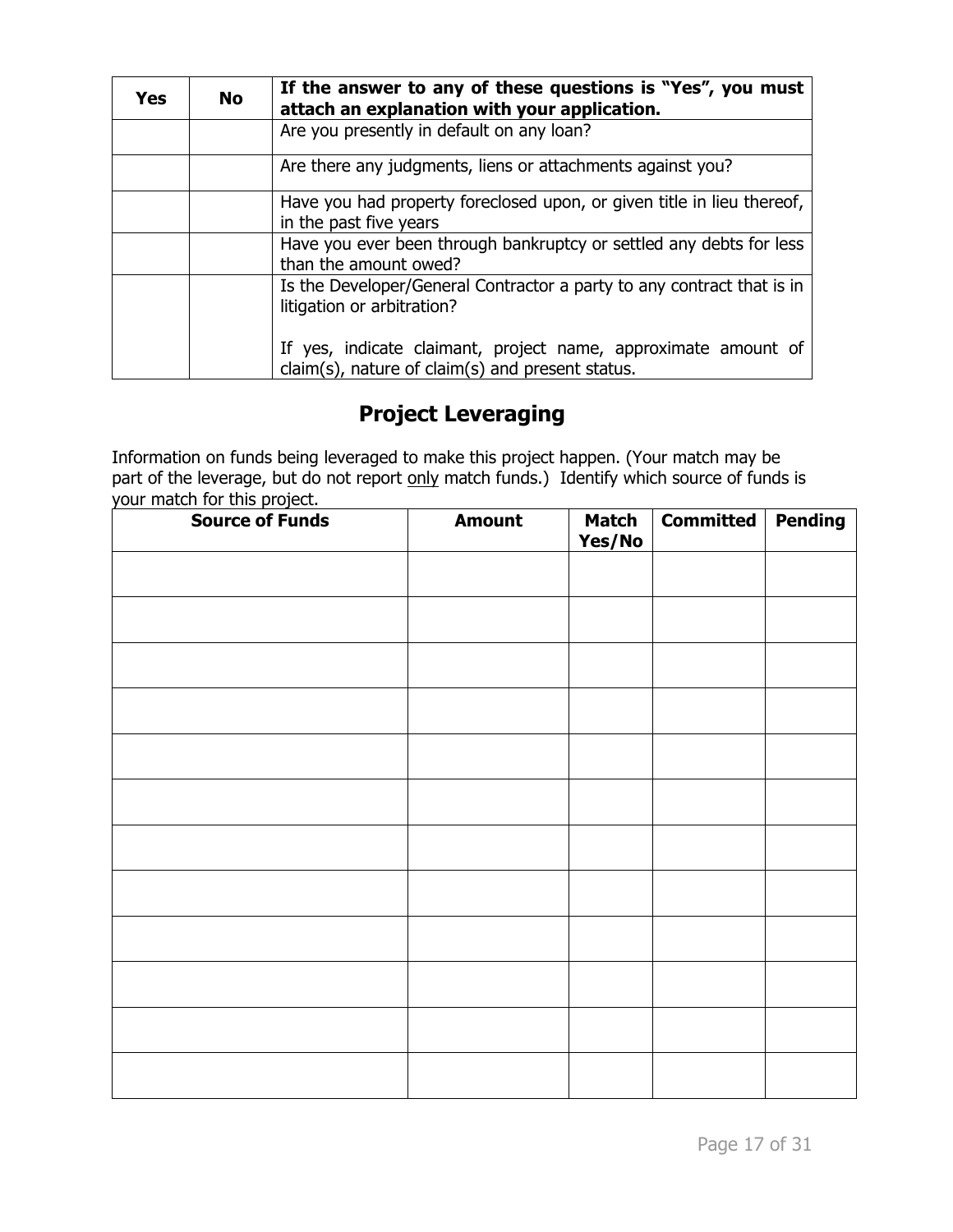| Yes | No | **If the answer to any of these questions is "Yes", you must attach an explanation with your application.** |
|---|---|---|
| | | Are you presently in default on any loan? |
| | | Are there any judgments, liens or attachments against you? |
| | | Have you had property foreclosed upon, or given title in lieu thereof, in the past five years |
| | | Have you ever been through bankruptcy or settled any debts for less than the amount owed? |
| | | Is the Developer/General Contractor a party to any contract that is in litigation or arbitration?<br><br>If yes, indicate claimant, project name, approximate amount of claim(s), nature of claim(s) and present status. |

## Project Leveraging

Information on funds being leveraged to make this project happen. (Your match may be part of the leverage, but do not report <u>only</u> match funds.) Identify which source of funds is your match for this project.

| Source of Funds | Amount | Match Yes/No | Committed | Pending |
|---|---|---|---|---|
| | | | | |
| | | | | |
| | | | | |
| | | | | |
| | | | | |
| | | | | |
| | | | | |
| | | | | |
| | | | | |
| | | | | |
| | | | | |
| | | | | |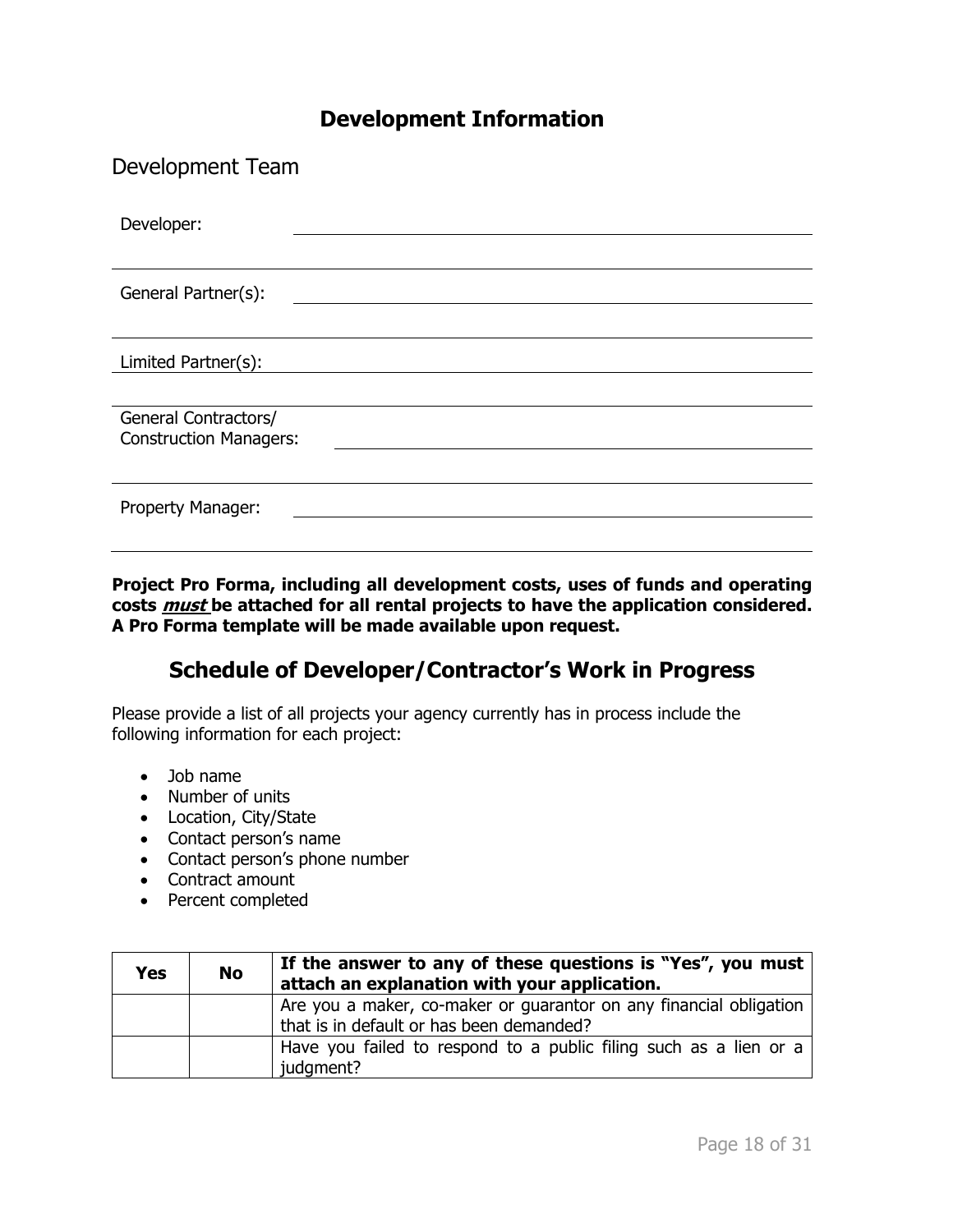# Development Information

## Development Team

Developer: ______________________________

General Partner(s): ______________________________

Limited Partner(s): ______________________________

General Contractors/
Construction Managers: ______________________________

Property Manager: ______________________________

**Project Pro Forma, including all development costs, uses of funds and operating costs _must_ be attached for all rental projects to have the application considered. A Pro Forma template will be made available upon request.**

## Schedule of Developer/Contractor's Work in Progress

Please provide a list of all projects your agency currently has in process include the following information for each project:

- Job name
- Number of units
- Location, City/State
- Contact person's name
- Contact person's phone number
- Contract amount
- Percent completed

| Yes | No | If the answer to any of these questions is "Yes", you must attach an explanation with your application. |
|---|---|---|
| | | Are you a maker, co-maker or guarantor on any financial obligation that is in default or has been demanded? |
| | | Have you failed to respond to a public filing such as a lien or a judgment? |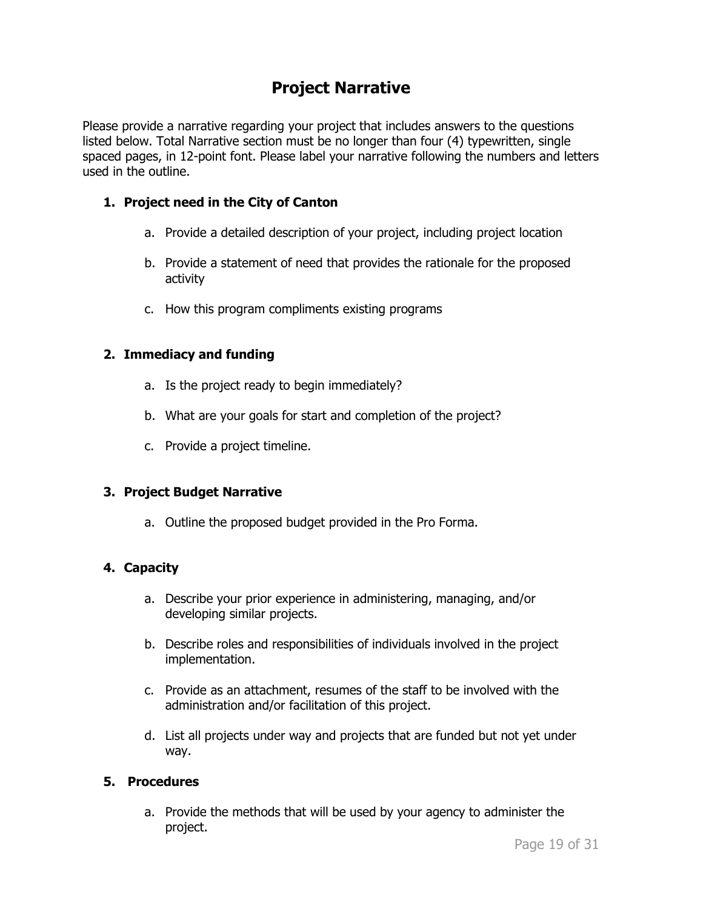# Project Narrative

Please provide a narrative regarding your project that includes answers to the questions listed below. Total Narrative section must be no longer than four (4) typewritten, single spaced pages, in 12-point font. Please label your narrative following the numbers and letters used in the outline.

1. **Project need in the City of Canton**

   a. Provide a detailed description of your project, including project location

   b. Provide a statement of need that provides the rationale for the proposed activity

   c. How this program compliments existing programs

2. **Immediacy and funding**

   a. Is the project ready to begin immediately?

   b. What are your goals for start and completion of the project?

   c. Provide a project timeline.

3. **Project Budget Narrative**

   a. Outline the proposed budget provided in the Pro Forma.

4. **Capacity**

   a. Describe your prior experience in administering, managing, and/or developing similar projects.

   b. Describe roles and responsibilities of individuals involved in the project implementation.

   c. Provide as an attachment, resumes of the staff to be involved with the administration and/or facilitation of this project.

   d. List all projects under way and projects that are funded but not yet under way.

5. **Procedures**

   a. Provide the methods that will be used by your agency to administer the project.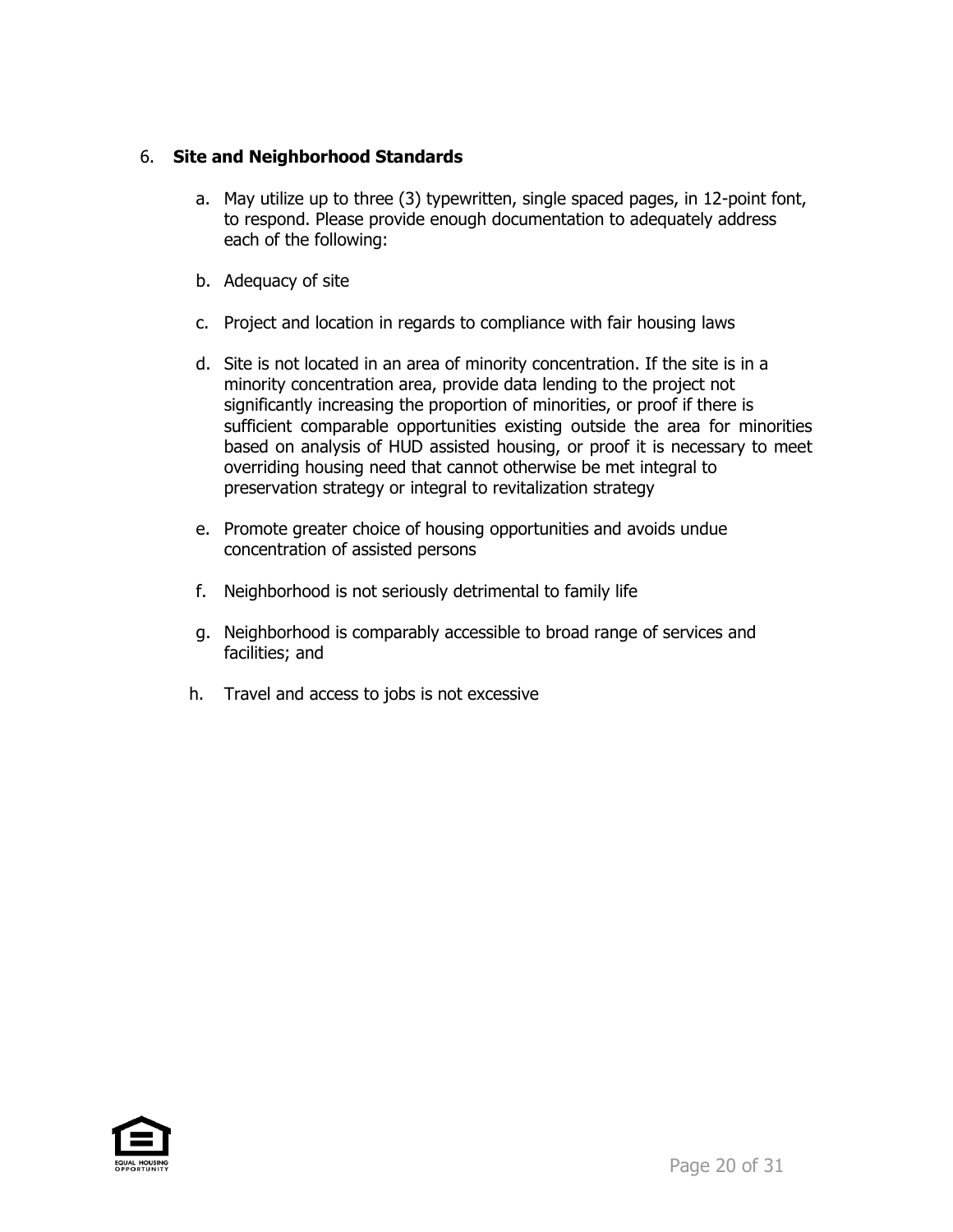6. **Site and Neighborhood Standards**

   a. May utilize up to three (3) typewritten, single spaced pages, in 12-point font, to respond. Please provide enough documentation to adequately address each of the following:

   b. Adequacy of site

   c. Project and location in regards to compliance with fair housing laws

   d. Site is not located in an area of minority concentration. If the site is in a minority concentration area, provide data lending to the project not significantly increasing the proportion of minorities, or proof if there is sufficient comparable opportunities existing outside the area for minorities based on analysis of HUD assisted housing, or proof it is necessary to meet overriding housing need that cannot otherwise be met integral to preservation strategy or integral to revitalization strategy

   e. Promote greater choice of housing opportunities and avoids undue concentration of assisted persons

   f. Neighborhood is not seriously detrimental to family life

   g. Neighborhood is comparably accessible to broad range of services and facilities; and

   h. Travel and access to jobs is not excessive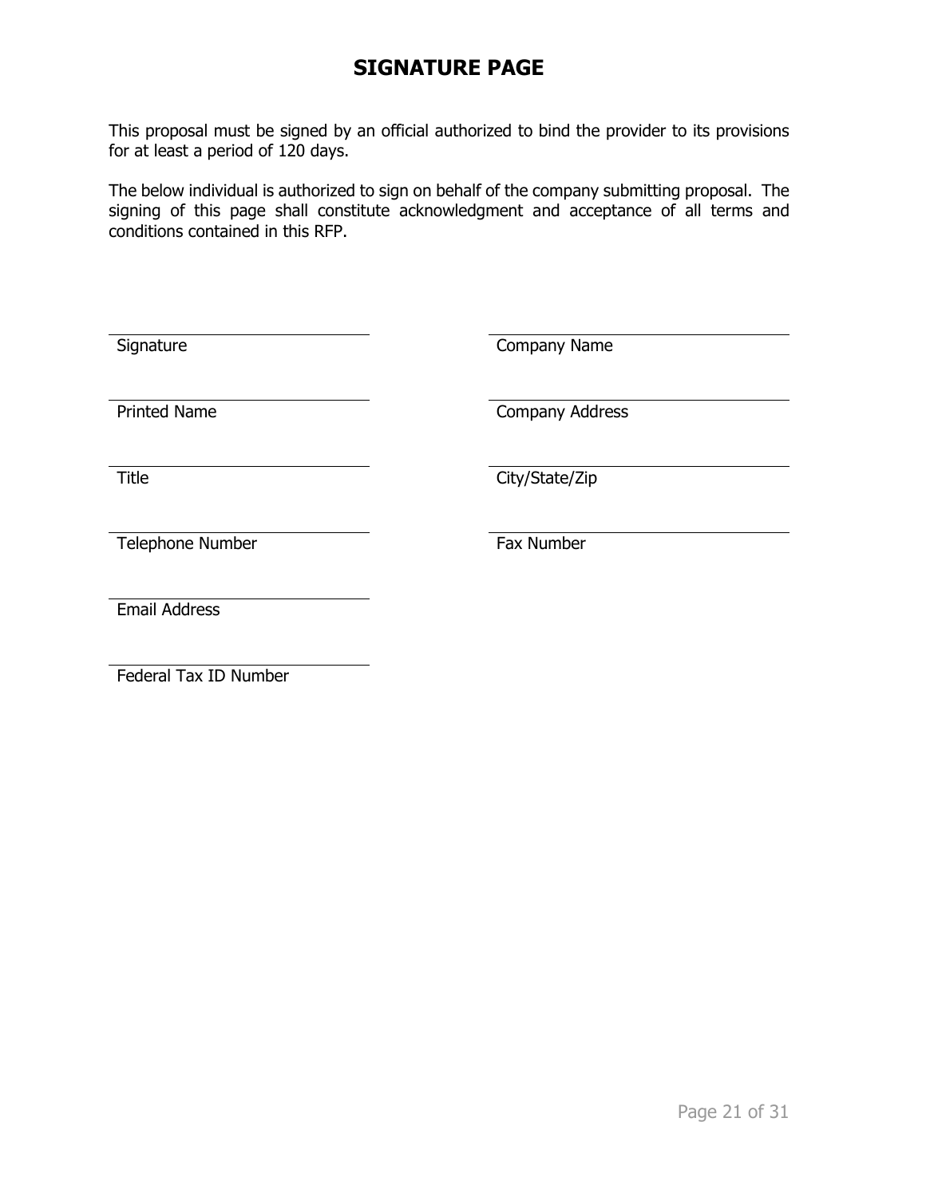# SIGNATURE PAGE

This proposal must be signed by an official authorized to bind the provider to its provisions for at least a period of 120 days.

The below individual is authorized to sign on behalf of the company submitting proposal. The signing of this page shall constitute acknowledgment and acceptance of all terms and conditions contained in this RFP.

| | |
|---|---|
| ______________________ Signature | ______________________ Company Name |
| ______________________ Printed Name | ______________________ Company Address |
| ______________________ Title | ______________________ City/State/Zip |
| ______________________ Telephone Number | ______________________ Fax Number |
| ______________________ Email Address | |
| ______________________ Federal Tax ID Number | |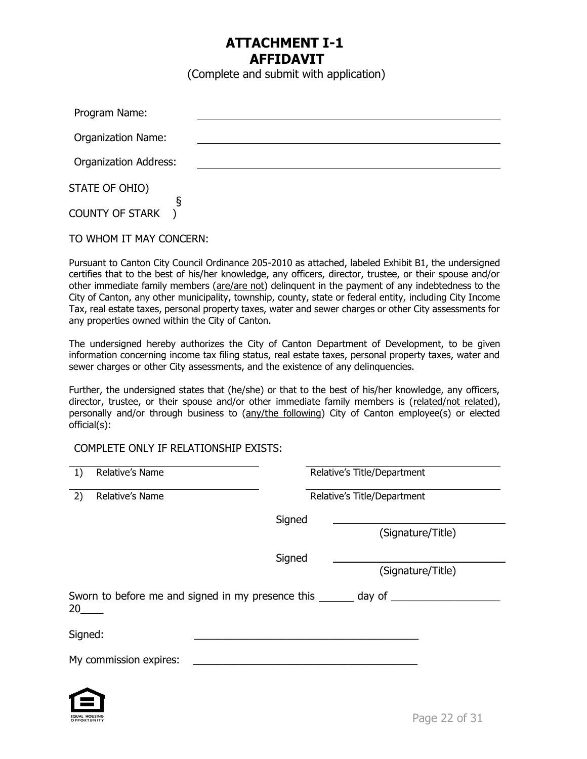# ATTACHMENT I-1
# AFFIDAVIT

(Complete and submit with application)

Program Name: ______________________________

Organization Name: ______________________________

Organization Address: ______________________________

STATE OF OHIO)
§
COUNTY OF STARK )

TO WHOM IT MAY CONCERN:

Pursuant to Canton City Council Ordinance 205-2010 as attached, labeled Exhibit B1, the undersigned certifies that to the best of his/her knowledge, any officers, director, trustee, or their spouse and/or other immediate family members (are/are not) delinquent in the payment of any indebtedness to the City of Canton, any other municipality, township, county, state or federal entity, including City Income Tax, real estate taxes, personal property taxes, water and sewer charges or other City assessments for any properties owned within the City of Canton.

The undersigned hereby authorizes the City of Canton Department of Development, to be given information concerning income tax filing status, real estate taxes, personal property taxes, water and sewer charges or other City assessments, and the existence of any delinquencies.

Further, the undersigned states that (he/she) or that to the best of his/her knowledge, any officers, director, trustee, or their spouse and/or other immediate family members is (related/not related), personally and/or through business to (any/the following) City of Canton employee(s) or elected official(s):

COMPLETE ONLY IF RELATIONSHIP EXISTS:

1) ______________________________ Relative's Name &nbsp;&nbsp;&nbsp;&nbsp; ______________________________ Relative's Title/Department

2) ______________________________ Relative's Name &nbsp;&nbsp;&nbsp;&nbsp; ______________________________ Relative's Title/Department

Signed ______________________________
(Signature/Title)

Signed ______________________________
(Signature/Title)

Sworn to before me and signed in my presence this ______ day of __________________ 20____

Signed: ______________________________

My commission expires: ______________________________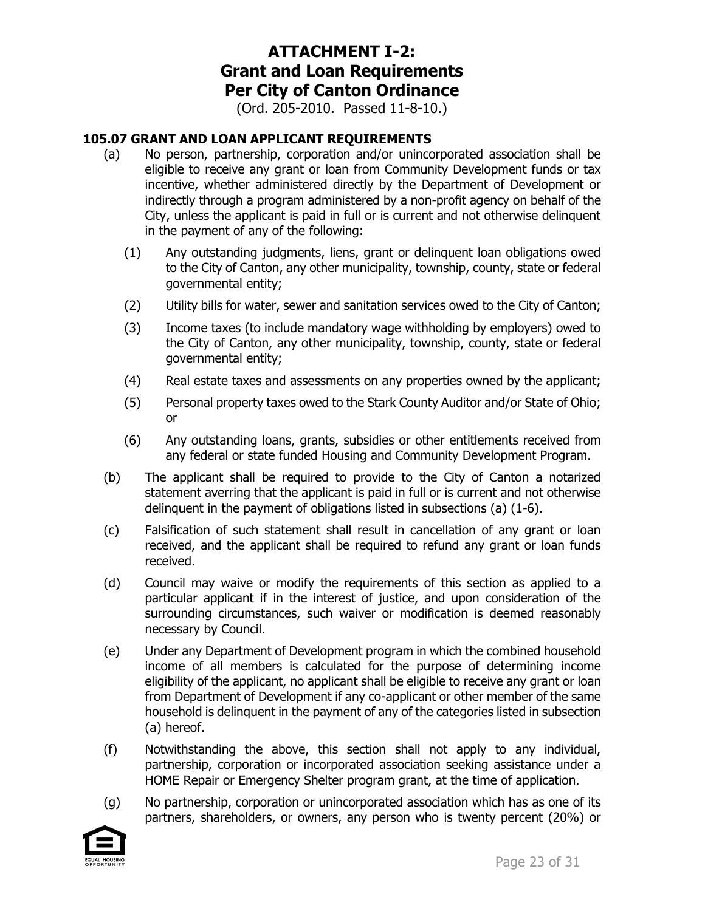# ATTACHMENT I-2:
# Grant and Loan Requirements
# Per City of Canton Ordinance

(Ord. 205-2010. Passed 11-8-10.)

### 105.07 GRANT AND LOAN APPLICANT REQUIREMENTS

(a) No person, partnership, corporation and/or unincorporated association shall be eligible to receive any grant or loan from Community Development funds or tax incentive, whether administered directly by the Department of Development or indirectly through a program administered by a non-profit agency on behalf of the City, unless the applicant is paid in full or is current and not otherwise delinquent in the payment of any of the following:

   (1) Any outstanding judgments, liens, grant or delinquent loan obligations owed to the City of Canton, any other municipality, township, county, state or federal governmental entity;

   (2) Utility bills for water, sewer and sanitation services owed to the City of Canton;

   (3) Income taxes (to include mandatory wage withholding by employers) owed to the City of Canton, any other municipality, township, county, state or federal governmental entity;

   (4) Real estate taxes and assessments on any properties owned by the applicant;

   (5) Personal property taxes owed to the Stark County Auditor and/or State of Ohio; or

   (6) Any outstanding loans, grants, subsidies or other entitlements received from any federal or state funded Housing and Community Development Program.

(b) The applicant shall be required to provide to the City of Canton a notarized statement averring that the applicant is paid in full or is current and not otherwise delinquent in the payment of obligations listed in subsections (a) (1-6).

(c) Falsification of such statement shall result in cancellation of any grant or loan received, and the applicant shall be required to refund any grant or loan funds received.

(d) Council may waive or modify the requirements of this section as applied to a particular applicant if in the interest of justice, and upon consideration of the surrounding circumstances, such waiver or modification is deemed reasonably necessary by Council.

(e) Under any Department of Development program in which the combined household income of all members is calculated for the purpose of determining income eligibility of the applicant, no applicant shall be eligible to receive any grant or loan from Department of Development if any co-applicant or other member of the same household is delinquent in the payment of any of the categories listed in subsection (a) hereof.

(f) Notwithstanding the above, this section shall not apply to any individual, partnership, corporation or incorporated association seeking assistance under a HOME Repair or Emergency Shelter program grant, at the time of application.

(g) No partnership, corporation or unincorporated association which has as one of its partners, shareholders, or owners, any person who is twenty percent (20%) or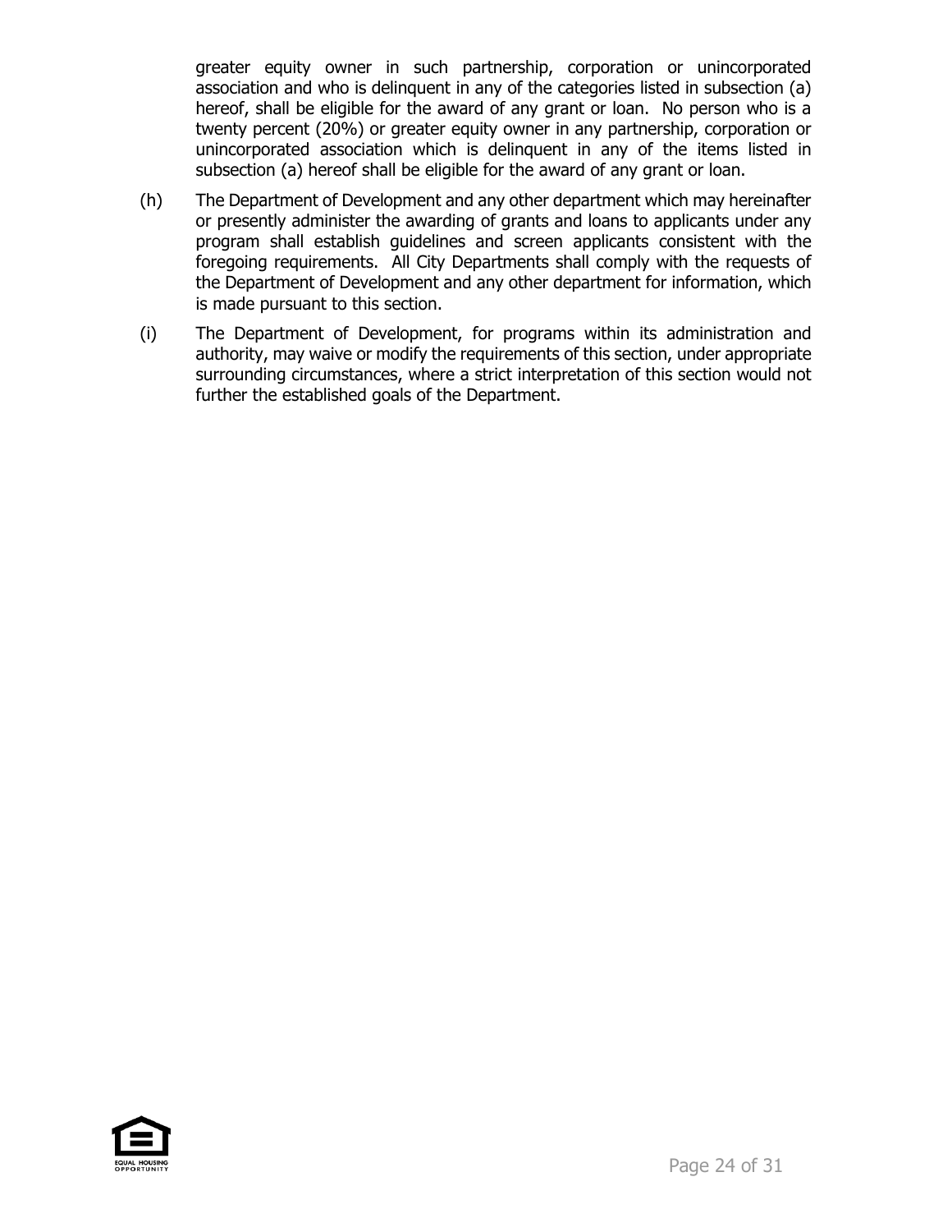greater equity owner in such partnership, corporation or unincorporated association and who is delinquent in any of the categories listed in subsection (a) hereof, shall be eligible for the award of any grant or loan. No person who is a twenty percent (20%) or greater equity owner in any partnership, corporation or unincorporated association which is delinquent in any of the items listed in subsection (a) hereof shall be eligible for the award of any grant or loan.

(h) The Department of Development and any other department which may hereinafter or presently administer the awarding of grants and loans to applicants under any program shall establish guidelines and screen applicants consistent with the foregoing requirements. All City Departments shall comply with the requests of the Department of Development and any other department for information, which is made pursuant to this section.

(i) The Department of Development, for programs within its administration and authority, may waive or modify the requirements of this section, under appropriate surrounding circumstances, where a strict interpretation of this section would not further the established goals of the Department.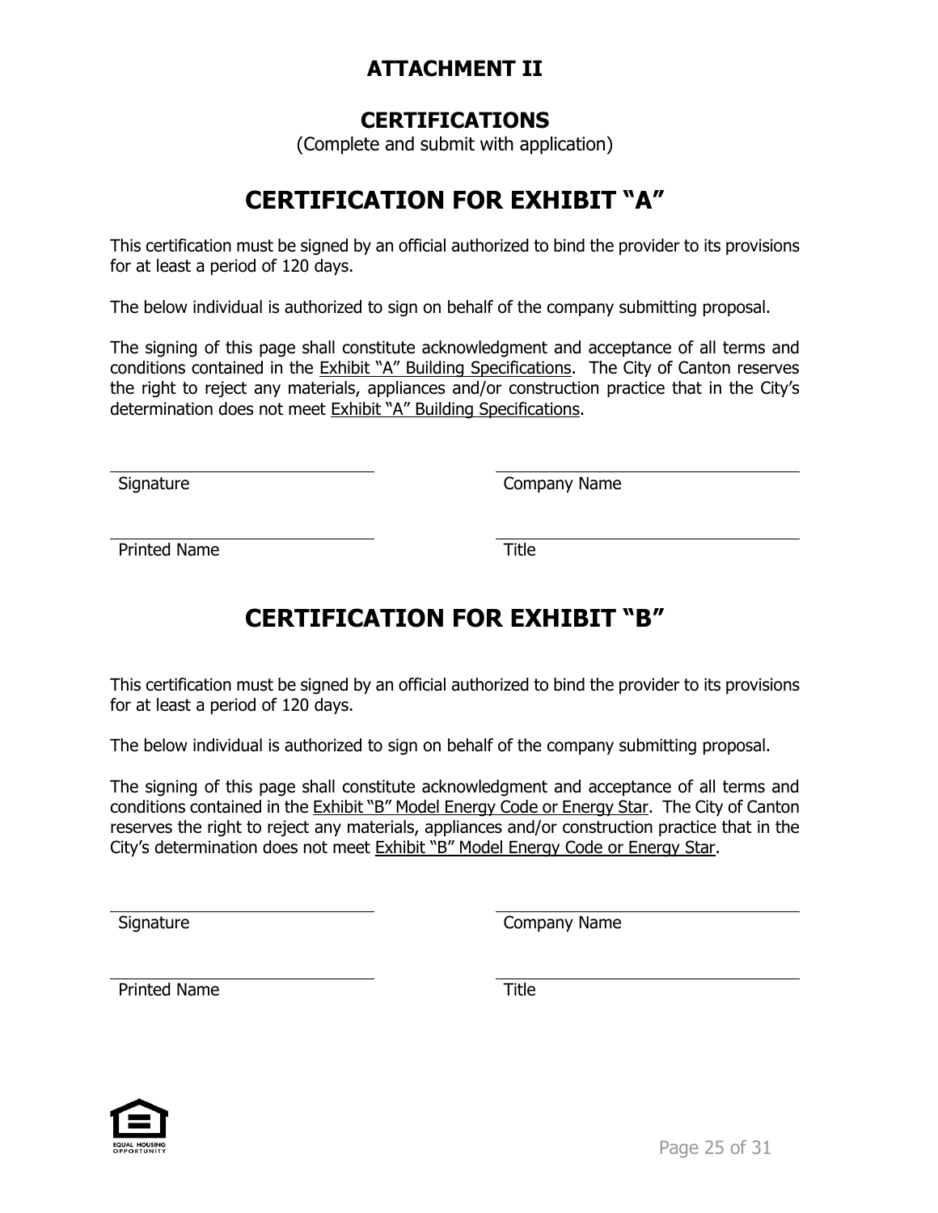# ATTACHMENT II

## CERTIFICATIONS

(Complete and submit with application)

# CERTIFICATION FOR EXHIBIT "A"

This certification must be signed by an official authorized to bind the provider to its provisions for at least a period of 120 days.

The below individual is authorized to sign on behalf of the company submitting proposal.

The signing of this page shall constitute acknowledgment and acceptance of all terms and conditions contained in the Exhibit "A" Building Specifications. The City of Canton reserves the right to reject any materials, appliances and/or construction practice that in the City's determination does not meet Exhibit "A" Building Specifications.

| | |
|---|---|
| Signature | Company Name |
| Printed Name | Title |

# CERTIFICATION FOR EXHIBIT "B"

This certification must be signed by an official authorized to bind the provider to its provisions for at least a period of 120 days.

The below individual is authorized to sign on behalf of the company submitting proposal.

The signing of this page shall constitute acknowledgment and acceptance of all terms and conditions contained in the Exhibit "B" Model Energy Code or Energy Star. The City of Canton reserves the right to reject any materials, appliances and/or construction practice that in the City's determination does not meet Exhibit "B" Model Energy Code or Energy Star.

| | |
|---|---|
| Signature | Company Name |
| Printed Name | Title |

EQUAL HOUSING OPPORTUNITY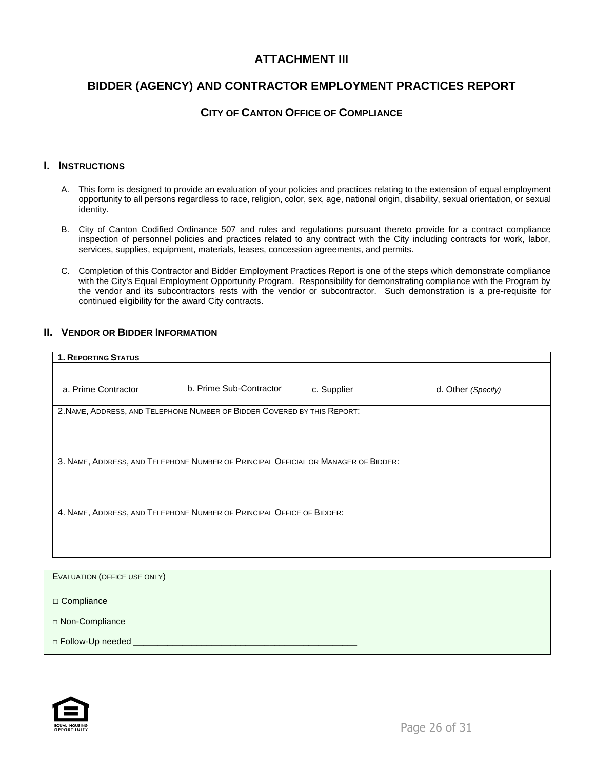# ATTACHMENT III

## BIDDER (AGENCY) AND CONTRACTOR EMPLOYMENT PRACTICES REPORT

### CITY OF CANTON OFFICE OF COMPLIANCE

## I. INSTRUCTIONS

A. This form is designed to provide an evaluation of your policies and practices relating to the extension of equal employment opportunity to all persons regardless to race, religion, color, sex, age, national origin, disability, sexual orientation, or sexual identity.

B. City of Canton Codified Ordinance 507 and rules and regulations pursuant thereto provide for a contract compliance inspection of personnel policies and practices related to any contract with the City including contracts for work, labor, services, supplies, equipment, materials, leases, concession agreements, and permits.

C. Completion of this Contractor and Bidder Employment Practices Report is one of the steps which demonstrate compliance with the City's Equal Employment Opportunity Program. Responsibility for demonstrating compliance with the Program by the vendor and its subcontractors rests with the vendor or subcontractor. Such demonstration is a pre-requisite for continued eligibility for the award City contracts.

## II. VENDOR OR BIDDER INFORMATION

| **1. REPORTING STATUS** | | | |
|---|---|---|---|
| a. Prime Contractor | b. Prime Sub-Contractor | c. Supplier | d. Other *(Specify)* |
| 2. NAME, ADDRESS, AND TELEPHONE NUMBER OF BIDDER COVERED BY THIS REPORT: | | | |
| 3. NAME, ADDRESS, AND TELEPHONE NUMBER OF PRINCIPAL OFFICIAL OR MANAGER OF BIDDER: | | | |
| 4. NAME, ADDRESS, AND TELEPHONE NUMBER OF PRINCIPAL OFFICE OF BIDDER: | | | |

EVALUATION (OFFICE USE ONLY)

□ Compliance

□ Non-Compliance

□ Follow-Up needed _____________________________________________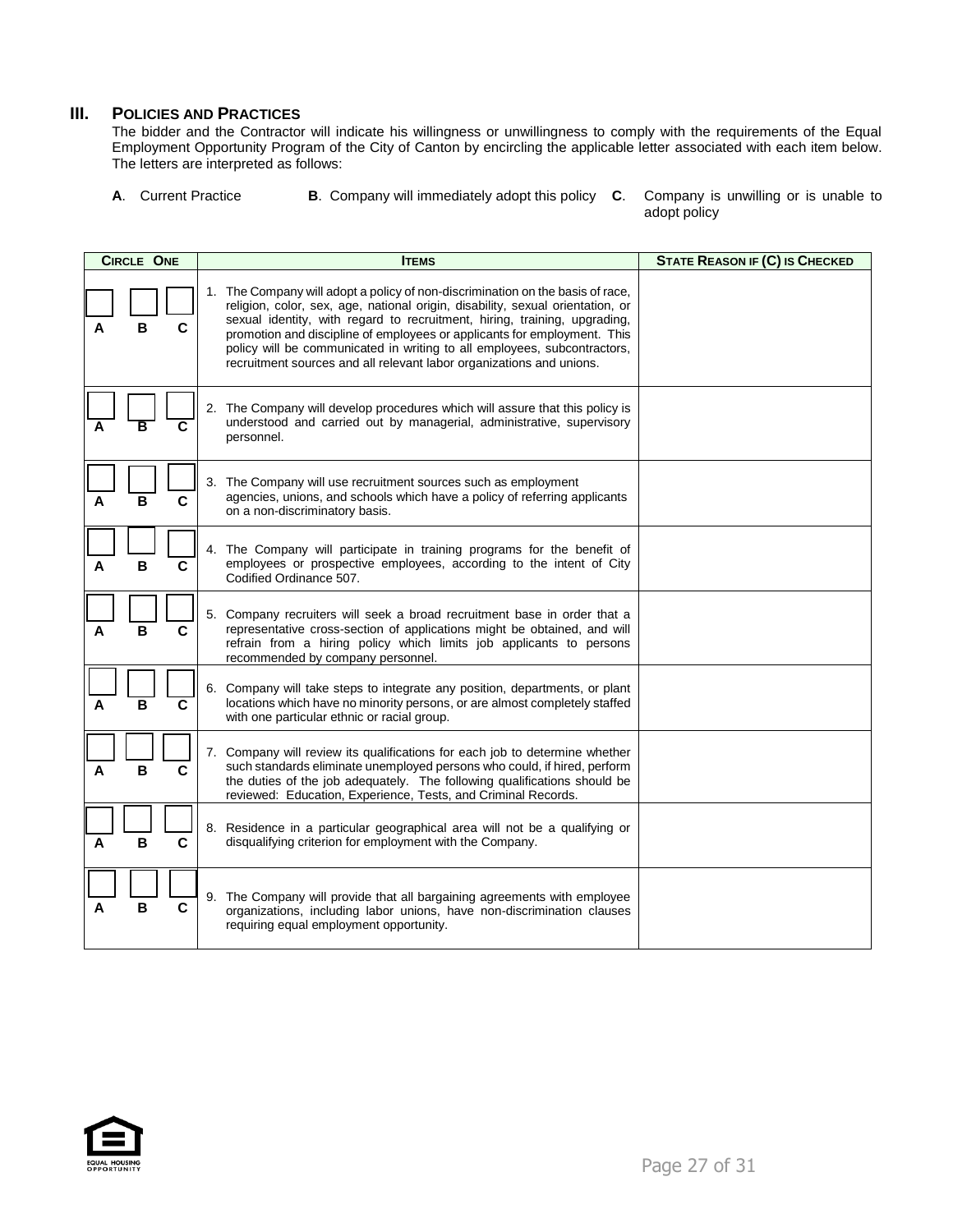## III. Policies and Practices

The bidder and the Contractor will indicate his willingness or unwillingness to comply with the requirements of the Equal Employment Opportunity Program of the City of Canton by encircling the applicable letter associated with each item below. The letters are interpreted as follows:

**A**. Current Practice **B**. Company will immediately adopt this policy **C**. Company is unwilling or is unable to adopt policy

| Circle One | Items | State Reason if (C) is Checked |
|---|---|---|
| A B C | 1. The Company will adopt a policy of non-discrimination on the basis of race, religion, color, sex, age, national origin, disability, sexual orientation, or sexual identity, with regard to recruitment, hiring, training, upgrading, promotion and discipline of employees or applicants for employment. This policy will be communicated in writing to all employees, subcontractors, recruitment sources and all relevant labor organizations and unions. | |
| A B C | 2. The Company will develop procedures which will assure that this policy is understood and carried out by managerial, administrative, supervisory personnel. | |
| A B C | 3. The Company will use recruitment sources such as employment agencies, unions, and schools which have a policy of referring applicants on a non-discriminatory basis. | |
| A B C | 4. The Company will participate in training programs for the benefit of employees or prospective employees, according to the intent of City Codified Ordinance 507. | |
| A B C | 5. Company recruiters will seek a broad recruitment base in order that a representative cross-section of applications might be obtained, and will refrain from a hiring policy which limits job applicants to persons recommended by company personnel. | |
| A B C | 6. Company will take steps to integrate any position, departments, or plant locations which have no minority persons, or are almost completely staffed with one particular ethnic or racial group. | |
| A B C | 7. Company will review its qualifications for each job to determine whether such standards eliminate unemployed persons who could, if hired, perform the duties of the job adequately. The following qualifications should be reviewed: Education, Experience, Tests, and Criminal Records. | |
| A B C | 8. Residence in a particular geographical area will not be a qualifying or disqualifying criterion for employment with the Company. | |
| A B C | 9. The Company will provide that all bargaining agreements with employee organizations, including labor unions, have non-discrimination clauses requiring equal employment opportunity. | |

EQUAL HOUSING OPPORTUNITY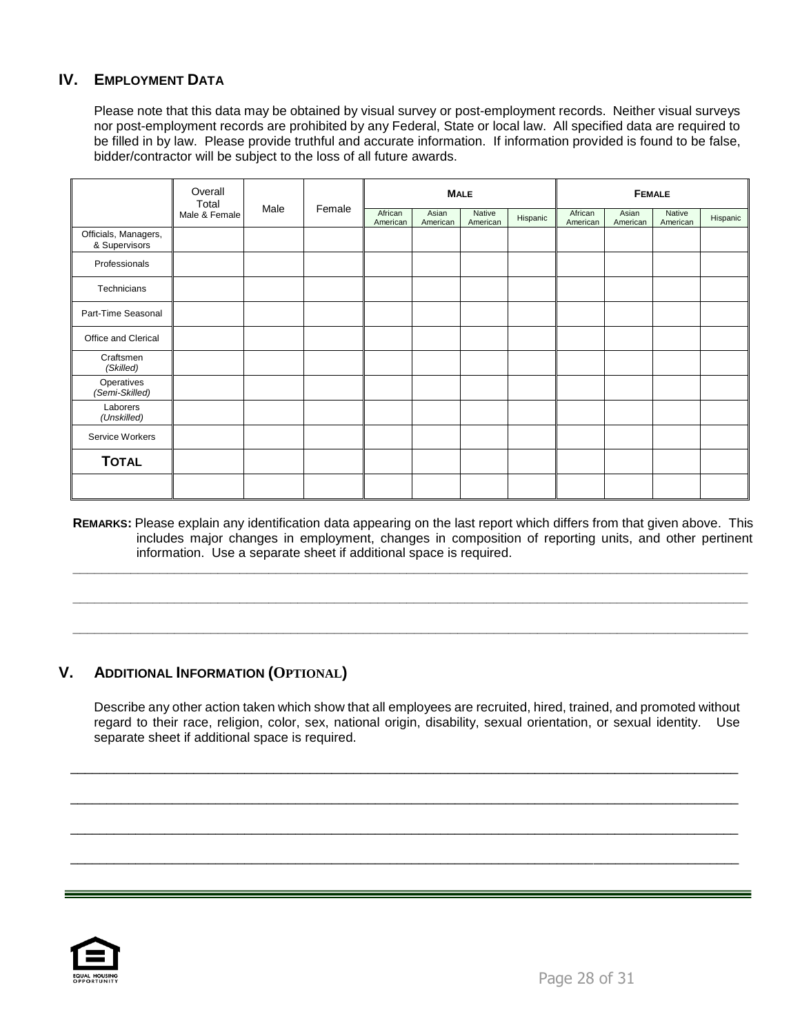## IV. EMPLOYMENT DATA

Please note that this data may be obtained by visual survey or post-employment records. Neither visual surveys nor post-employment records are prohibited by any Federal, State or local law. All specified data are required to be filled in by law. Please provide truthful and accurate information. If information provided is found to be false, bidder/contractor will be subject to the loss of all future awards.

| | Overall Total Male & Female | Male | Female | MALE | | | | FEMALE | | | |
|---|---|---|---|---|---|---|---|---|---|---|---|
| | | | | African American | Asian American | Native American | Hispanic | African American | Asian American | Native American | Hispanic |
| Officials, Managers, & Supervisors | | | | | | | | | | | |
| Professionals | | | | | | | | | | | |
| Technicians | | | | | | | | | | | |
| Part-Time Seasonal | | | | | | | | | | | |
| Office and Clerical | | | | | | | | | | | |
| Craftsmen *(Skilled)* | | | | | | | | | | | |
| Operatives *(Semi-Skilled)* | | | | | | | | | | | |
| Laborers *(Unskilled)* | | | | | | | | | | | |
| Service Workers | | | | | | | | | | | |
| **TOTAL** | | | | | | | | | | | |
| | | | | | | | | | | | |

**REMARKS:** Please explain any identification data appearing on the last report which differs from that given above. This includes major changes in employment, changes in composition of reporting units, and other pertinent information. Use a separate sheet if additional space is required.

________________________________________________________________________________

________________________________________________________________________________

________________________________________________________________________________

## V. ADDITIONAL INFORMATION (OPTIONAL)

Describe any other action taken which show that all employees are recruited, hired, trained, and promoted without regard to their race, religion, color, sex, national origin, disability, sexual orientation, or sexual identity. Use separate sheet if additional space is required.

________________________________________________________________________________

________________________________________________________________________________

________________________________________________________________________________

________________________________________________________________________________

EQUAL HOUSING OPPORTUNITY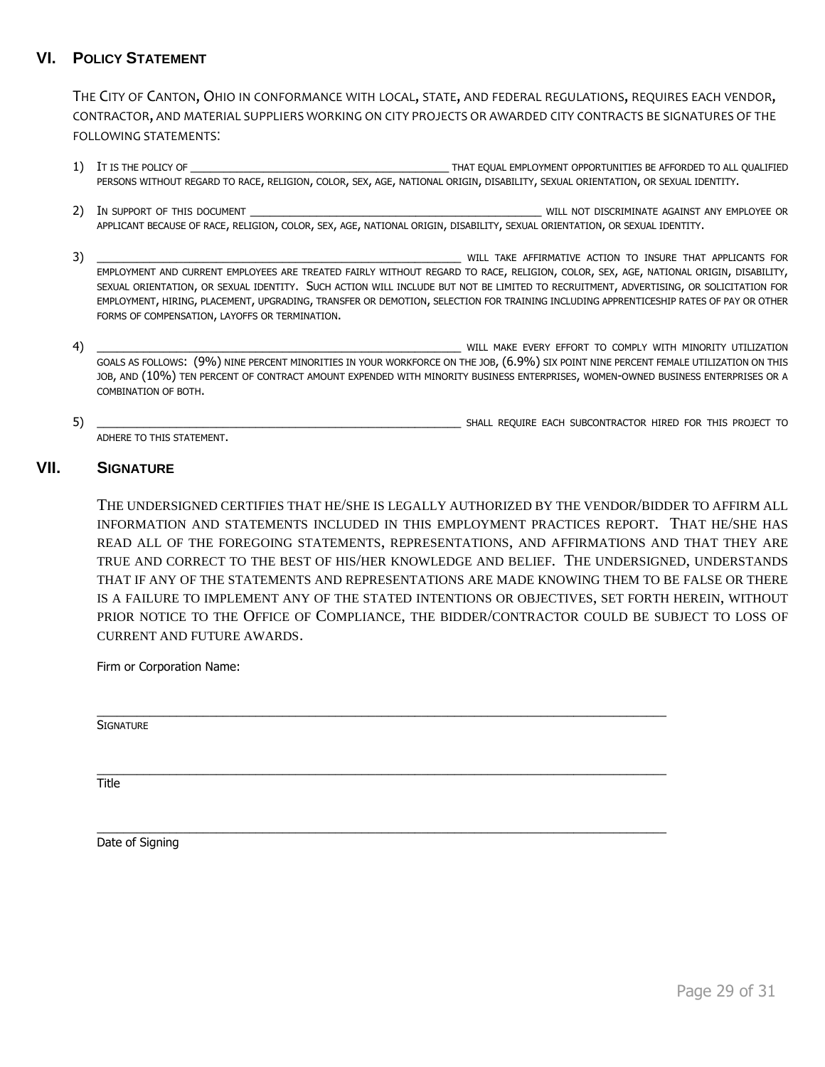## VI. Policy Statement

THE CITY OF CANTON, OHIO IN CONFORMANCE WITH LOCAL, STATE, AND FEDERAL REGULATIONS, REQUIRES EACH VENDOR, CONTRACTOR, AND MATERIAL SUPPLIERS WORKING ON CITY PROJECTS OR AWARDED CITY CONTRACTS BE SIGNATURES OF THE FOLLOWING STATEMENTS:

1) IT IS THE POLICY OF ________________________________________ THAT EQUAL EMPLOYMENT OPPORTUNITIES BE AFFORDED TO ALL QUALIFIED PERSONS WITHOUT REGARD TO RACE, RELIGION, COLOR, SEX, AGE, NATIONAL ORIGIN, DISABILITY, SEXUAL ORIENTATION, OR SEXUAL IDENTITY.

2) IN SUPPORT OF THIS DOCUMENT ________________________________________________ WILL NOT DISCRIMINATE AGAINST ANY EMPLOYEE OR APPLICANT BECAUSE OF RACE, RELIGION, COLOR, SEX, AGE, NATIONAL ORIGIN, DISABILITY, SEXUAL ORIENTATION, OR SEXUAL IDENTITY.

3) ____________________________________________________________ WILL TAKE AFFIRMATIVE ACTION TO INSURE THAT APPLICANTS FOR EMPLOYMENT AND CURRENT EMPLOYEES ARE TREATED FAIRLY WITHOUT REGARD TO RACE, RELIGION, COLOR, SEX, AGE, NATIONAL ORIGIN, DISABILITY, SEXUAL ORIENTATION, OR SEXUAL IDENTITY. SUCH ACTION WILL INCLUDE BUT NOT BE LIMITED TO RECRUITMENT, ADVERTISING, OR SOLICITATION FOR EMPLOYMENT, HIRING, PLACEMENT, UPGRADING, TRANSFER OR DEMOTION, SELECTION FOR TRAINING INCLUDING APPRENTICESHIP RATES OF PAY OR OTHER FORMS OF COMPENSATION, LAYOFFS OR TERMINATION.

4) ____________________________________________________________ WILL MAKE EVERY EFFORT TO COMPLY WITH MINORITY UTILIZATION GOALS AS FOLLOWS: (9%) NINE PERCENT MINORITIES IN YOUR WORKFORCE ON THE JOB, (6.9%) SIX POINT NINE PERCENT FEMALE UTILIZATION ON THIS JOB, AND (10%) TEN PERCENT OF CONTRACT AMOUNT EXPENDED WITH MINORITY BUSINESS ENTERPRISES, WOMEN-OWNED BUSINESS ENTERPRISES OR A COMBINATION OF BOTH.

5) ____________________________________________________________ SHALL REQUIRE EACH SUBCONTRACTOR HIRED FOR THIS PROJECT TO ADHERE TO THIS STATEMENT.

## VII. Signature

THE UNDERSIGNED CERTIFIES THAT HE/SHE IS LEGALLY AUTHORIZED BY THE VENDOR/BIDDER TO AFFIRM ALL INFORMATION AND STATEMENTS INCLUDED IN THIS EMPLOYMENT PRACTICES REPORT. THAT HE/SHE HAS READ ALL OF THE FOREGOING STATEMENTS, REPRESENTATIONS, AND AFFIRMATIONS AND THAT THEY ARE TRUE AND CORRECT TO THE BEST OF HIS/HER KNOWLEDGE AND BELIEF. THE UNDERSIGNED, UNDERSTANDS THAT IF ANY OF THE STATEMENTS AND REPRESENTATIONS ARE MADE KNOWING THEM TO BE FALSE OR THERE IS A FAILURE TO IMPLEMENT ANY OF THE STATED INTENTIONS OR OBJECTIVES, SET FORTH HEREIN, WITHOUT PRIOR NOTICE TO THE OFFICE OF COMPLIANCE, THE BIDDER/CONTRACTOR COULD BE SUBJECT TO LOSS OF CURRENT AND FUTURE AWARDS.

Firm or Corporation Name:

______________________________________________________________________________

SIGNATURE

______________________________________________________________________________

Title

______________________________________________________________________________

Date of Signing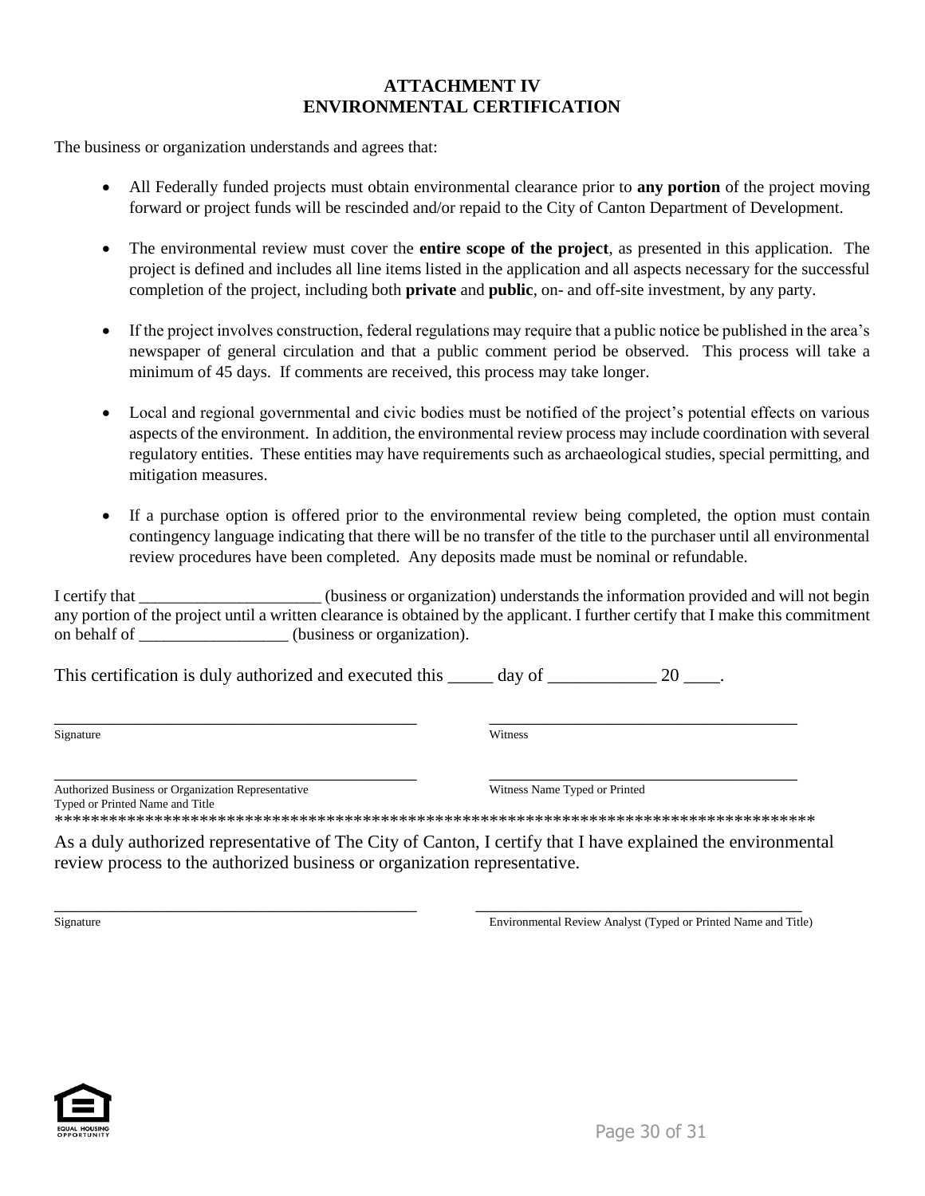# ATTACHMENT IV
# ENVIRONMENTAL CERTIFICATION

The business or organization understands and agrees that:

- All Federally funded projects must obtain environmental clearance prior to **any portion** of the project moving forward or project funds will be rescinded and/or repaid to the City of Canton Department of Development.

- The environmental review must cover the **entire scope of the project**, as presented in this application. The project is defined and includes all line items listed in the application and all aspects necessary for the successful completion of the project, including both **private** and **public**, on- and off-site investment, by any party.

- If the project involves construction, federal regulations may require that a public notice be published in the area's newspaper of general circulation and that a public comment period be observed. This process will take a minimum of 45 days. If comments are received, this process may take longer.

- Local and regional governmental and civic bodies must be notified of the project's potential effects on various aspects of the environment. In addition, the environmental review process may include coordination with several regulatory entities. These entities may have requirements such as archaeological studies, special permitting, and mitigation measures.

- If a purchase option is offered prior to the environmental review being completed, the option must contain contingency language indicating that there will be no transfer of the title to the purchaser until all environmental review procedures have been completed. Any deposits made must be nominal or refundable.

I certify that ______________________ (business or organization) understands the information provided and will not begin any portion of the project until a written clearance is obtained by the applicant. I further certify that I make this commitment on behalf of __________________ (business or organization).

This certification is duly authorized and executed this _____ day of ____________ 20 ____.

______________________________________________ ______________________________________

Signature Witness

______________________________________________ ______________________________________

Authorized Business or Organization Representative Typed or Printed Name and Title Witness Name Typed or Printed

**************************************************************************************

As a duly authorized representative of The City of Canton, I certify that I have explained the environmental review process to the authorized business or organization representative.

______________________________________________ ______________________________________

Signature Environmental Review Analyst (Typed or Printed Name and Title)

EQUAL HOUSING OPPORTUNITY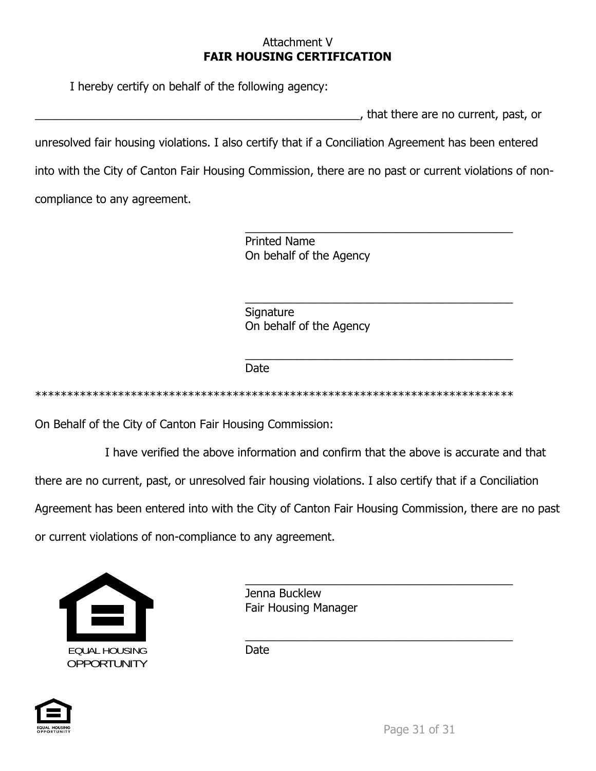Attachment V

# FAIR HOUSING CERTIFICATION

I hereby certify on behalf of the following agency:

______________________________________________________, that there are no current, past, or unresolved fair housing violations. I also certify that if a Conciliation Agreement has been entered into with the City of Canton Fair Housing Commission, there are no past or current violations of non-compliance to any agreement.

______________________________________________
Printed Name
On behalf of the Agency

______________________________________________
Signature
On behalf of the Agency

______________________________________________
Date

*****************************************************************************

On Behalf of the City of Canton Fair Housing Commission:

I have verified the above information and confirm that the above is accurate and that there are no current, past, or unresolved fair housing violations. I also certify that if a Conciliation Agreement has been entered into with the City of Canton Fair Housing Commission, there are no past or current violations of non-compliance to any agreement.

EQUAL HOUSING OPPORTUNITY

______________________________________________
Jenna Bucklew
Fair Housing Manager

______________________________________________
Date